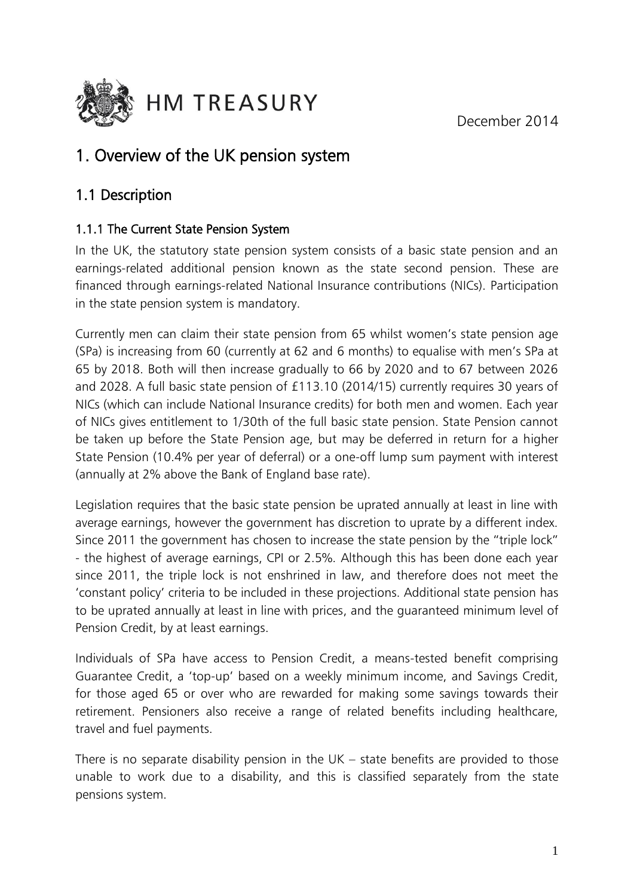HM TREASURY

December 2014

# 1. Overview of the UK pension system

## 1.1 Description

### 1.1.1 The Current State Pension System

In the UK, the statutory state pension system consists of a basic state pension and an earnings-related additional pension known as the state second pension. These are financed through earnings-related National Insurance contributions (NICs). Participation in the state pension system is mandatory.

Currently men can claim their state pension from 65 whilst women's state pension age (SPa) is increasing from 60 (currently at 62 and 6 months) to equalise with men's SPa at 65 by 2018. Both will then increase gradually to 66 by 2020 and to 67 between 2026 and 2028. A full basic state pension of £113.10 (2014/15) currently requires 30 years of NICs (which can include National Insurance credits) for both men and women. Each year of NICs gives entitlement to 1/30th of the full basic state pension. State Pension cannot be taken up before the State Pension age, but may be deferred in return for a higher State Pension (10.4% per year of deferral) or a one-off lump sum payment with interest (annually at 2% above the Bank of England base rate).

Legislation requires that the basic state pension be uprated annually at least in line with average earnings, however the government has discretion to uprate by a different index. Since 2011 the government has chosen to increase the state pension by the "triple lock" - the highest of average earnings, CPI or 2.5%. Although this has been done each year since 2011, the triple lock is not enshrined in law, and therefore does not meet the 'constant policy' criteria to be included in these projections. Additional state pension has to be uprated annually at least in line with prices, and the guaranteed minimum level of Pension Credit, by at least earnings.

Individuals of SPa have access to Pension Credit, a means-tested benefit comprising Guarantee Credit, a 'top-up' based on a weekly minimum income, and Savings Credit, for those aged 65 or over who are rewarded for making some savings towards their retirement. Pensioners also receive a range of related benefits including healthcare, travel and fuel payments.

There is no separate disability pension in the UK – state benefits are provided to those unable to work due to a disability, and this is classified separately from the state pensions system.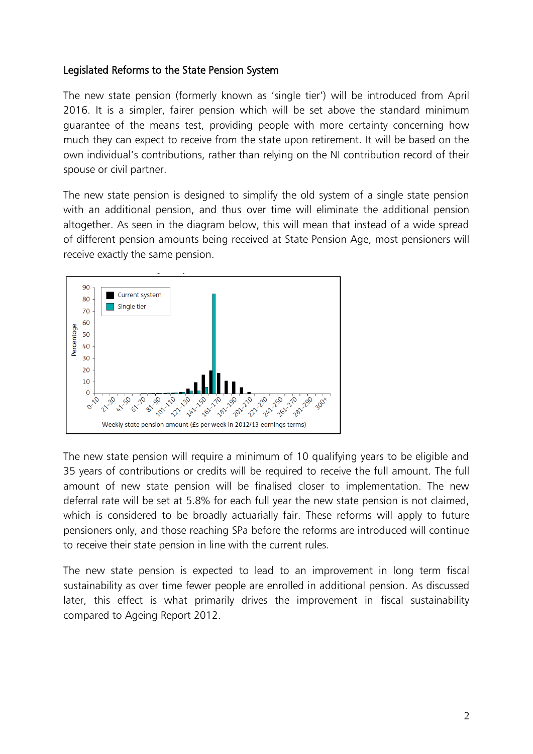Legislated Reforms to the State Pension System

The new state pension (formerly known as 'single tier') will be introduced from April 2016. It is a simpler, fairer pension which will be set above the standard minimum guarantee of the means test, providing people with more certainty concerning how much they can expect to receive from the state upon retirement. It will be based on the own individual's contributions, rather than relying on the NI contribution record of their spouse or civil partner.

The new state pension is designed to simplify the old system of a single state pension with an additional pension, and thus over time will eliminate the additional pension altogether. As seen in the diagram below, this will mean that instead of a wide spread of different pension amounts being received at State Pension Age, most pensioners will receive exactly the same pension.

The new state pension will require a minimum of 10 qualifying years to be eligible and 35 years of contributions or credits will be required to receive the full amount. The full amount of new state pension will be finalised closer to implementation. The new deferral rate will be set at 5.8% for each full year the new state pension is not claimed, which is considered to be broadly actuarially fair. These reforms will apply to future pensioners only, and those reaching SPa before the reforms are introduced will continue to receive their state pension in line with the current rules.

The new state pension is expected to lead to an improvement in long term fiscal sustainability as over time fewer people are enrolled in additional pension. As discussed later, this effect is what primarily drives the improvement in fiscal sustainability compared to Ageing Report 2012.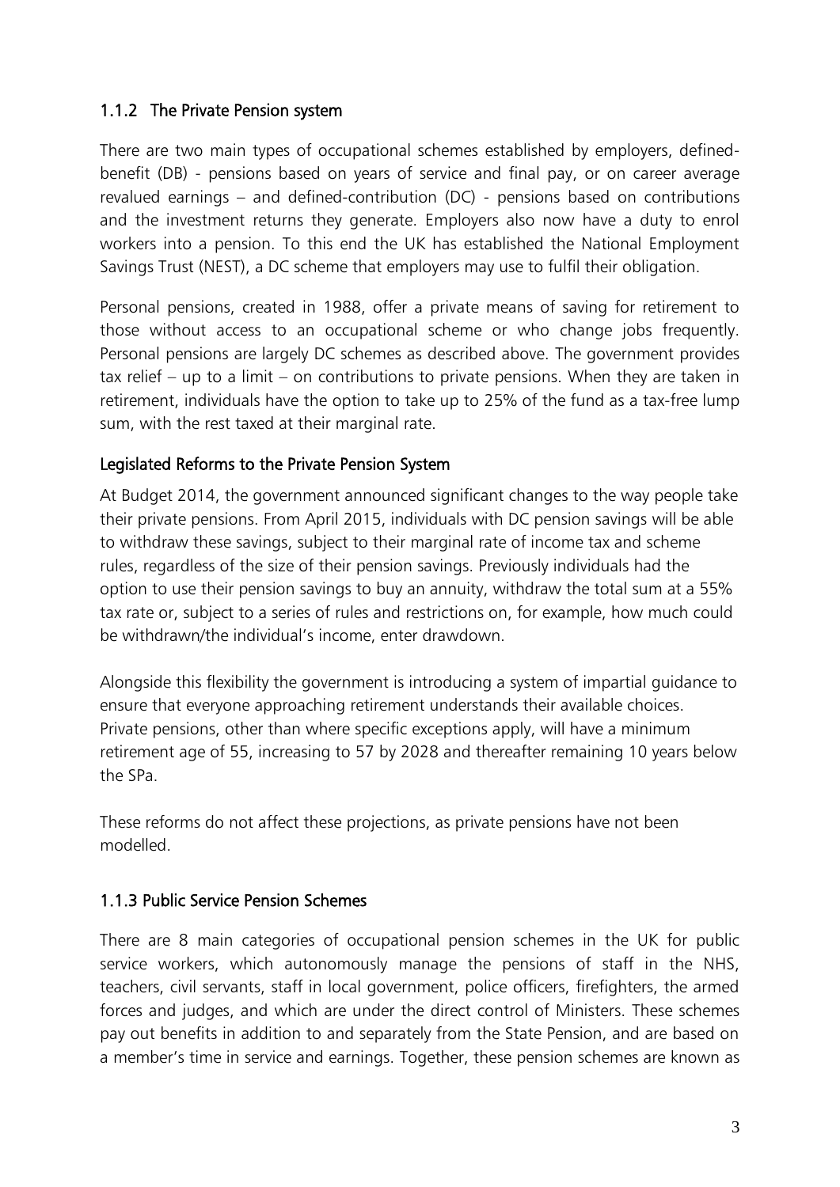### 1.1.2 The Private Pension system

There are two main types of occupational schemes established by employers, defined-benefit (DB) - pensions based on years of service and final pay, or on career average revalued earnings – and defined-contribution (DC) - pensions based on contributions and the investment returns they generate. Employers also now have a duty to enrol workers into a pension. To this end the UK has established the National Employment Savings Trust (NEST), a DC scheme that employers may use to fulfil their obligation.

Personal pensions, created in 1988, offer a private means of saving for retirement to those without access to an occupational scheme or who change jobs frequently. Personal pensions are largely DC schemes as described above. The government provides tax relief – up to a limit – on contributions to private pensions. When they are taken in retirement, individuals have the option to take up to 25% of the fund as a tax-free lump sum, with the rest taxed at their marginal rate.

#### Legislated Reforms to the Private Pension System

At Budget 2014, the government announced significant changes to the way people take their private pensions. From April 2015, individuals with DC pension savings will be able to withdraw these savings, subject to their marginal rate of income tax and scheme rules, regardless of the size of their pension savings. Previously individuals had the option to use their pension savings to buy an annuity, withdraw the total sum at a 55% tax rate or, subject to a series of rules and restrictions on, for example, how much could be withdrawn/the individual's income, enter drawdown.

Alongside this flexibility the government is introducing a system of impartial guidance to ensure that everyone approaching retirement understands their available choices. Private pensions, other than where specific exceptions apply, will have a minimum retirement age of 55, increasing to 57 by 2028 and thereafter remaining 10 years below the SPa.

These reforms do not affect these projections, as private pensions have not been modelled.

### 1.1.3 Public Service Pension Schemes

There are 8 main categories of occupational pension schemes in the UK for public service workers, which autonomously manage the pensions of staff in the NHS, teachers, civil servants, staff in local government, police officers, firefighters, the armed forces and judges, and which are under the direct control of Ministers. These schemes pay out benefits in addition to and separately from the State Pension, and are based on a member's time in service and earnings. Together, these pension schemes are known as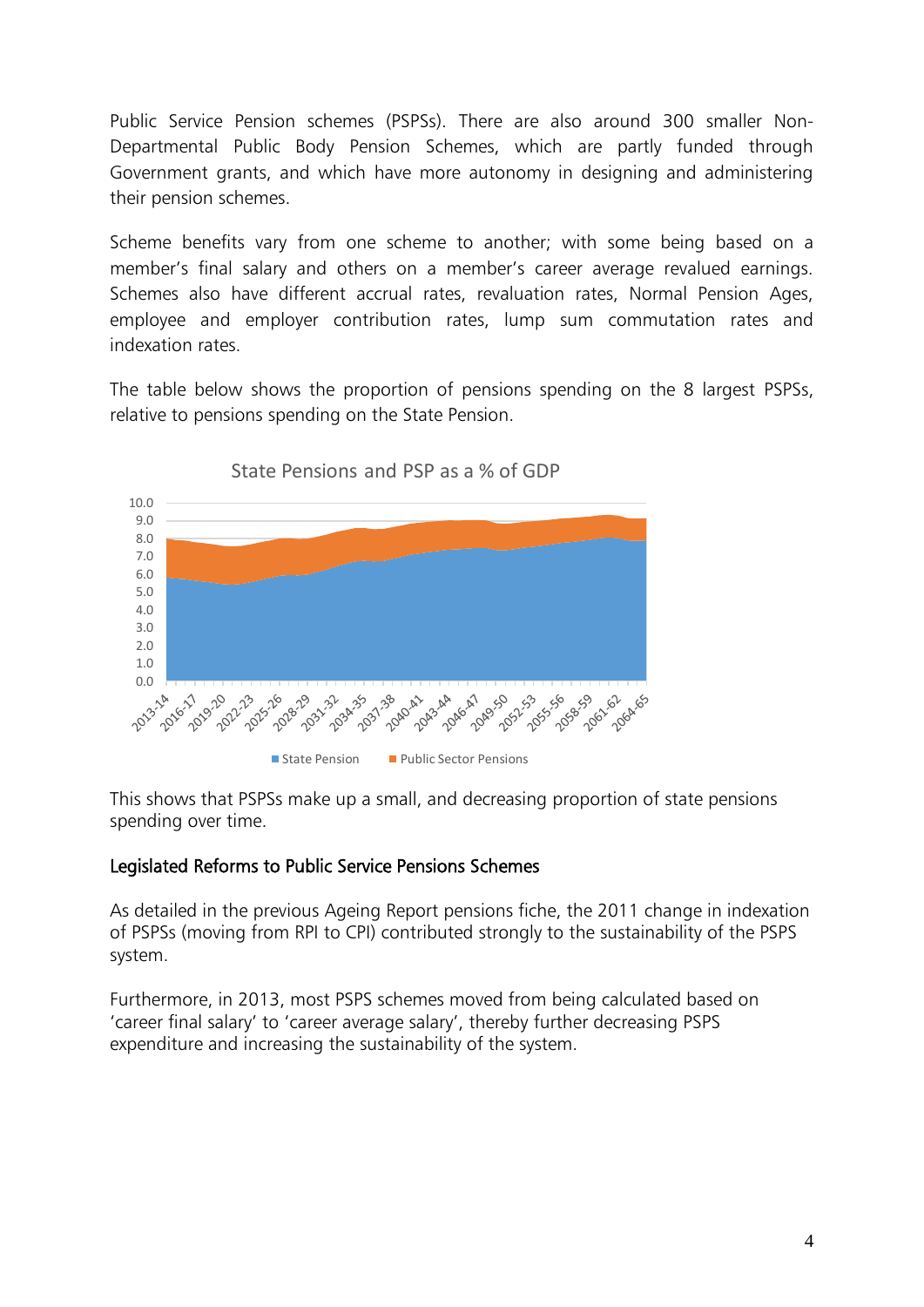Public Service Pension schemes (PSPSs). There are also around 300 smaller Non-Departmental Public Body Pension Schemes, which are partly funded through Government grants, and which have more autonomy in designing and administering their pension schemes.

Scheme benefits vary from one scheme to another; with some being based on a member's final salary and others on a member's career average revalued earnings. Schemes also have different accrual rates, revaluation rates, Normal Pension Ages, employee and employer contribution rates, lump sum commutation rates and indexation rates.

The table below shows the proportion of pensions spending on the 8 largest PSPSs, relative to pensions spending on the State Pension.

State Pensions and PSP as a % of GDP

This shows that PSPSs make up a small, and decreasing proportion of state pensions spending over time.

### Legislated Reforms to Public Service Pensions Schemes

As detailed in the previous Ageing Report pensions fiche, the 2011 change in indexation of PSPSs (moving from RPI to CPI) contributed strongly to the sustainability of the PSPS system.

Furthermore, in 2013, most PSPS schemes moved from being calculated based on 'career final salary' to 'career average salary', thereby further decreasing PSPS expenditure and increasing the sustainability of the system.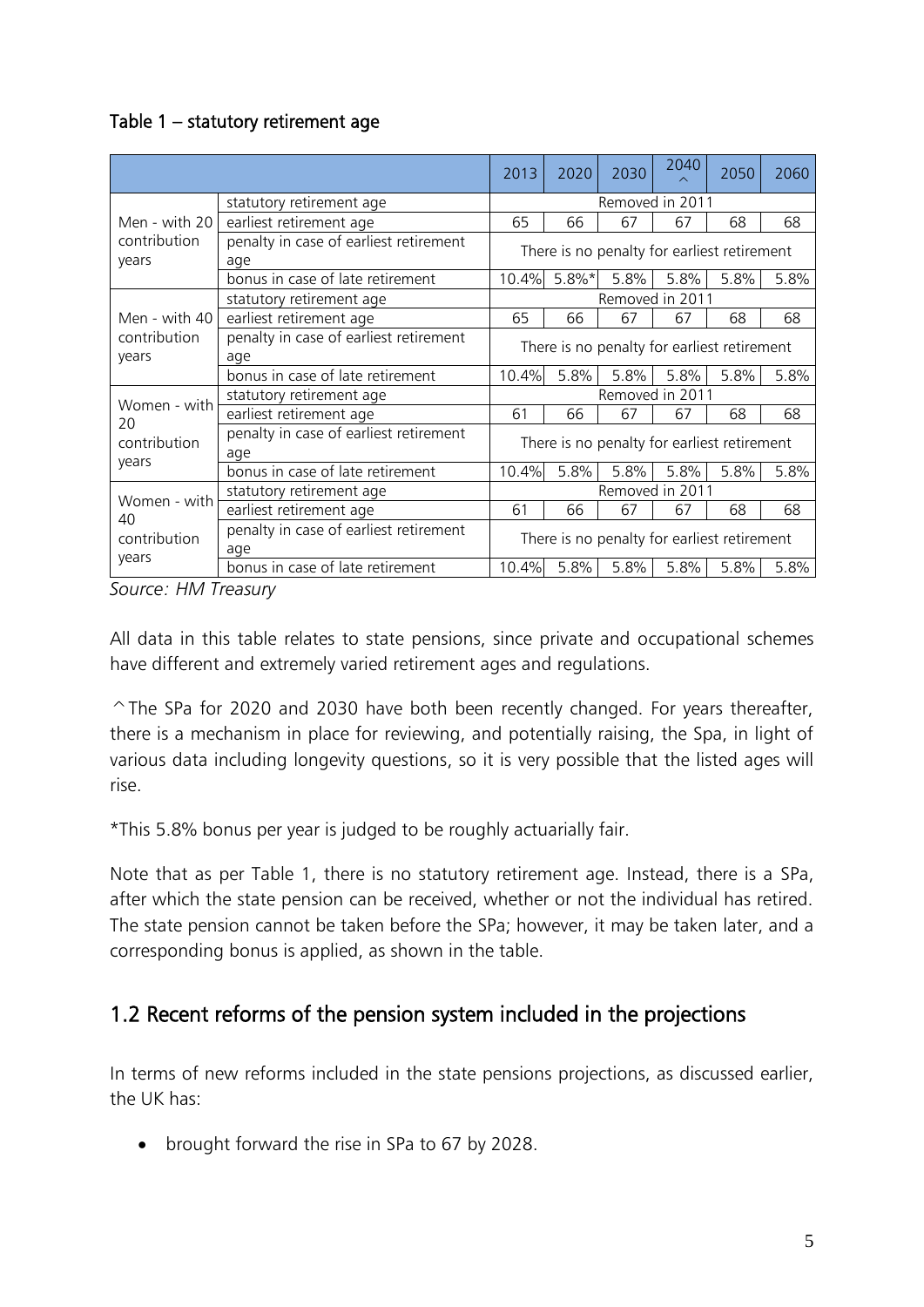Table 1 – statutory retirement age

| | | 2013 | 2020 | 2030 | 2040 ^ | 2050 | 2060 |
|---|---|---|---|---|---|---|---|
| Men - with 20 contribution years | statutory retirement age | Removed in 2011 | | | | | |
| | earliest retirement age | 65 | 66 | 67 | 67 | 68 | 68 |
| | penalty in case of earliest retirement age | There is no penalty for earliest retirement | | | | | |
| | bonus in case of late retirement | 10.4% | 5.8%* | 5.8% | 5.8% | 5.8% | 5.8% |
| Men - with 40 contribution years | statutory retirement age | Removed in 2011 | | | | | |
| | earliest retirement age | 65 | 66 | 67 | 67 | 68 | 68 |
| | penalty in case of earliest retirement age | There is no penalty for earliest retirement | | | | | |
| | bonus in case of late retirement | 10.4% | 5.8% | 5.8% | 5.8% | 5.8% | 5.8% |
| Women - with 20 contribution years | statutory retirement age | Removed in 2011 | | | | | |
| | earliest retirement age | 61 | 66 | 67 | 67 | 68 | 68 |
| | penalty in case of earliest retirement age | There is no penalty for earliest retirement | | | | | |
| | bonus in case of late retirement | 10.4% | 5.8% | 5.8% | 5.8% | 5.8% | 5.8% |
| Women - with 40 contribution years | statutory retirement age | Removed in 2011 | | | | | |
| | earliest retirement age | 61 | 66 | 67 | 67 | 68 | 68 |
| | penalty in case of earliest retirement age | There is no penalty for earliest retirement | | | | | |
| | bonus in case of late retirement | 10.4% | 5.8% | 5.8% | 5.8% | 5.8% | 5.8% |

*Source: HM Treasury*

All data in this table relates to state pensions, since private and occupational schemes have different and extremely varied retirement ages and regulations.

^ The SPa for 2020 and 2030 have both been recently changed. For years thereafter, there is a mechanism in place for reviewing, and potentially raising, the Spa, in light of various data including longevity questions, so it is very possible that the listed ages will rise.

*This 5.8% bonus per year is judged to be roughly actuarially fair.

Note that as per Table 1, there is no statutory retirement age. Instead, there is a SPa, after which the state pension can be received, whether or not the individual has retired. The state pension cannot be taken before the SPa; however, it may be taken later, and a corresponding bonus is applied, as shown in the table.

## 1.2 Recent reforms of the pension system included in the projections

In terms of new reforms included in the state pensions projections, as discussed earlier, the UK has:

- brought forward the rise in SPa to 67 by 2028.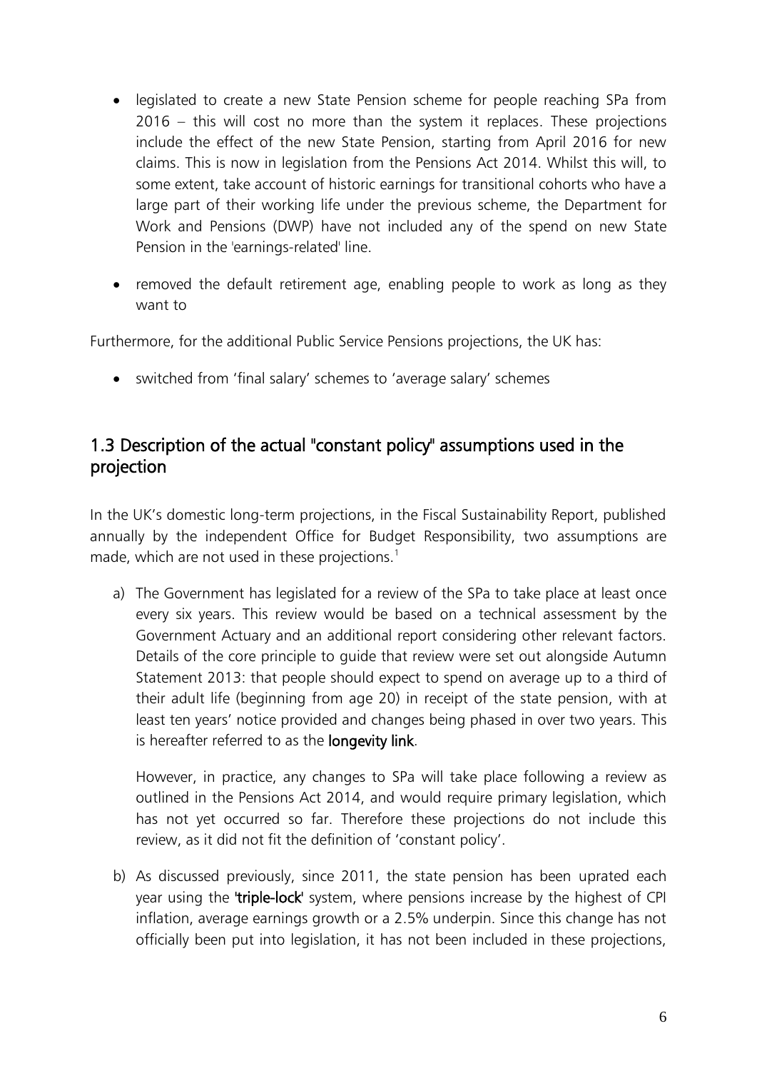- legislated to create a new State Pension scheme for people reaching SPa from 2016 – this will cost no more than the system it replaces. These projections include the effect of the new State Pension, starting from April 2016 for new claims. This is now in legislation from the Pensions Act 2014. Whilst this will, to some extent, take account of historic earnings for transitional cohorts who have a large part of their working life under the previous scheme, the Department for Work and Pensions (DWP) have not included any of the spend on new State Pension in the 'earnings-related' line.
- removed the default retirement age, enabling people to work as long as they want to

Furthermore, for the additional Public Service Pensions projections, the UK has:

- switched from 'final salary' schemes to 'average salary' schemes

## 1.3 Description of the actual "constant policy" assumptions used in the projection

In the UK's domestic long-term projections, in the Fiscal Sustainability Report, published annually by the independent Office for Budget Responsibility, two assumptions are made, which are not used in these projections.[1]

a) The Government has legislated for a review of the SPa to take place at least once every six years. This review would be based on a technical assessment by the Government Actuary and an additional report considering other relevant factors. Details of the core principle to guide that review were set out alongside Autumn Statement 2013: that people should expect to spend on average up to a third of their adult life (beginning from age 20) in receipt of the state pension, with at least ten years' notice provided and changes being phased in over two years. This is hereafter referred to as the **longevity link**.

   However, in practice, any changes to SPa will take place following a review as outlined in the Pensions Act 2014, and would require primary legislation, which has not yet occurred so far. Therefore these projections do not include this review, as it did not fit the definition of 'constant policy'.

b) As discussed previously, since 2011, the state pension has been uprated each year using the **'triple-lock'** system, where pensions increase by the highest of CPI inflation, average earnings growth or a 2.5% underpin. Since this change has not officially been put into legislation, it has not been included in these projections,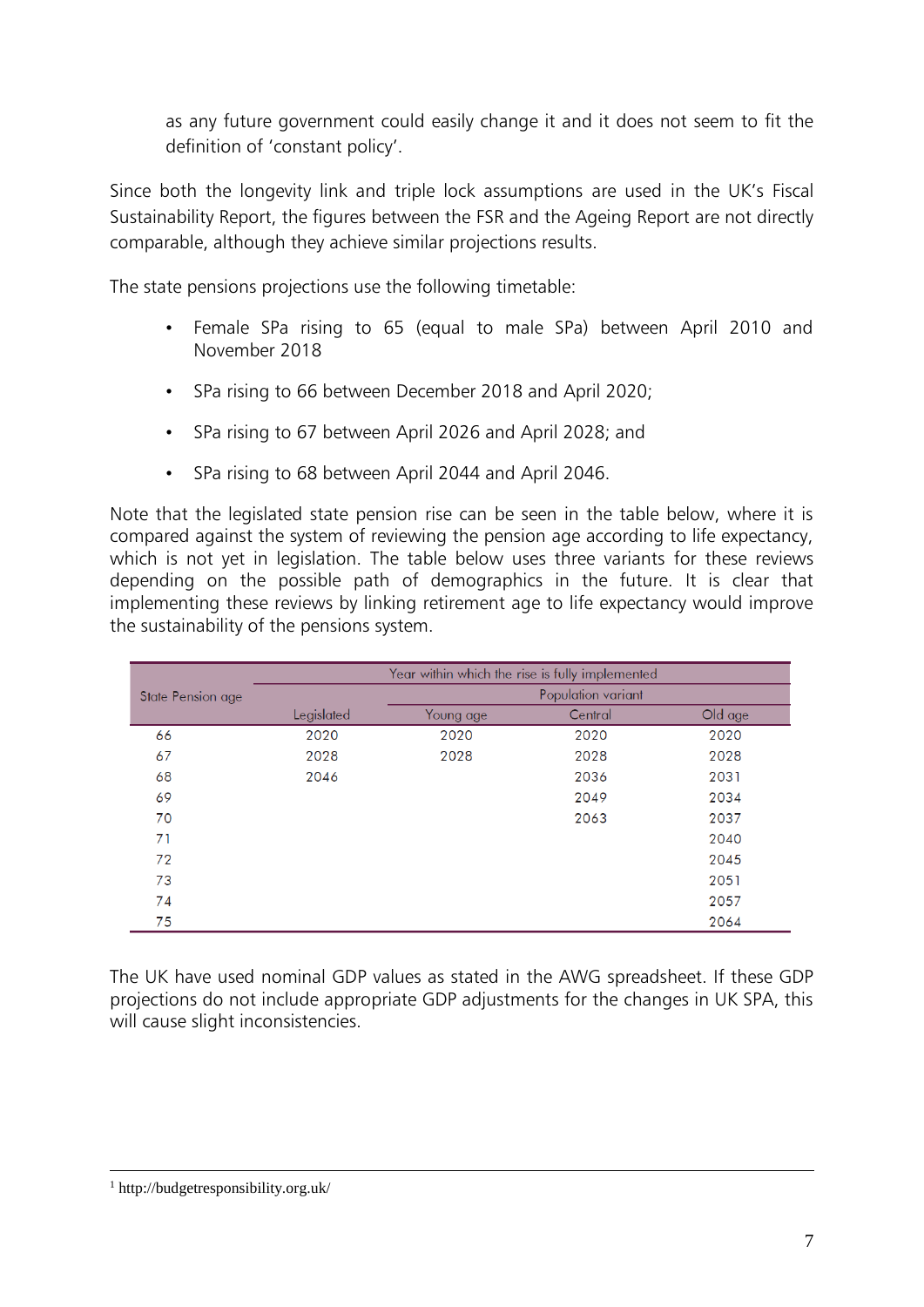as any future government could easily change it and it does not seem to fit the definition of 'constant policy'.

Since both the longevity link and triple lock assumptions are used in the UK's Fiscal Sustainability Report, the figures between the FSR and the Ageing Report are not directly comparable, although they achieve similar projections results.

The state pensions projections use the following timetable:

- Female SPa rising to 65 (equal to male SPa) between April 2010 and November 2018
- SPa rising to 66 between December 2018 and April 2020;
- SPa rising to 67 between April 2026 and April 2028; and
- SPa rising to 68 between April 2044 and April 2046.

Note that the legislated state pension rise can be seen in the table below, where it is compared against the system of reviewing the pension age according to life expectancy, which is not yet in legislation. The table below uses three variants for these reviews depending on the possible path of demographics in the future. It is clear that implementing these reviews by linking retirement age to life expectancy would improve the sustainability of the pensions system.

| State Pension age | Year within which the rise is fully implemented | | | |
|---|---|---|---|---|
| | | Population variant | | |
| | Legislated | Young age | Central | Old age |
| 66 | 2020 | 2020 | 2020 | 2020 |
| 67 | 2028 | 2028 | 2028 | 2028 |
| 68 | 2046 | | 2036 | 2031 |
| 69 | | | 2049 | 2034 |
| 70 | | | 2063 | 2037 |
| 71 | | | | 2040 |
| 72 | | | | 2045 |
| 73 | | | | 2051 |
| 74 | | | | 2057 |
| 75 | | | | 2064 |

The UK have used nominal GDP values as stated in the AWG spreadsheet. If these GDP projections do not include appropriate GDP adjustments for the changes in UK SPA, this will cause slight inconsistencies.

[1] http://budgetresponsibility.org.uk/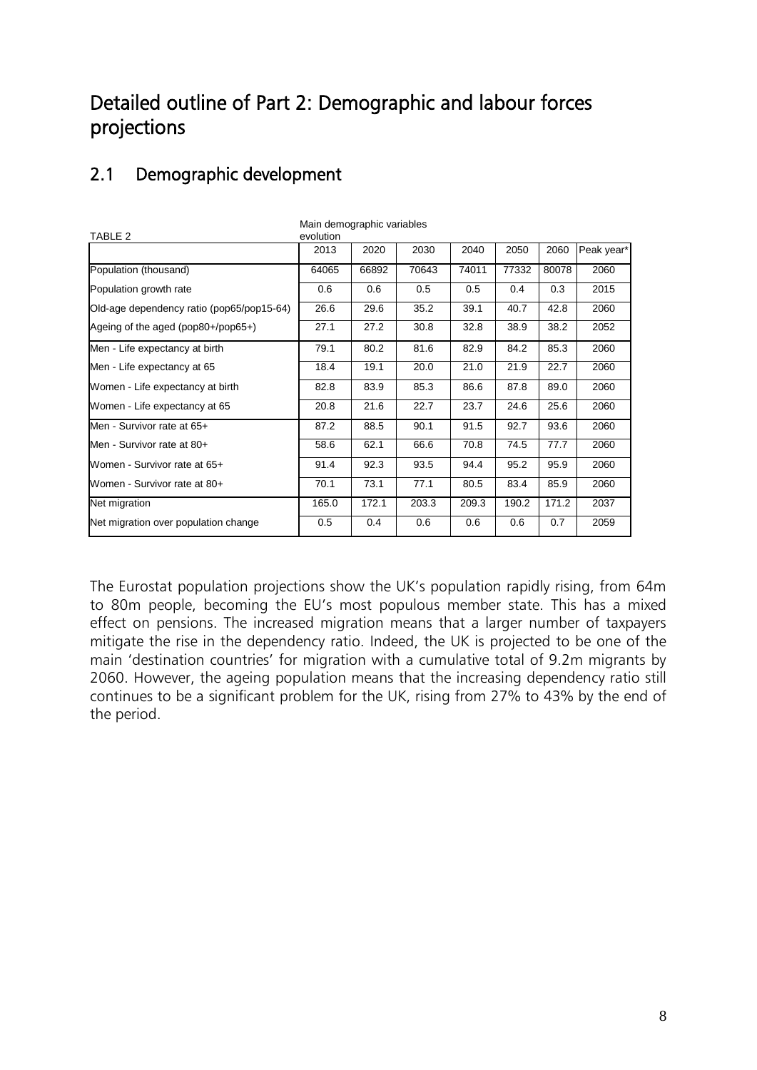# Detailed outline of Part 2: Demographic and labour forces projections

## 2.1 Demographic development

TABLE 2 — Main demographic variables evolution

| | 2013 | 2020 | 2030 | 2040 | 2050 | 2060 | Peak year* |
|---|---|---|---|---|---|---|---|
| Population (thousand) | 64065 | 66892 | 70643 | 74011 | 77332 | 80078 | 2060 |
| Population growth rate | 0.6 | 0.6 | 0.5 | 0.5 | 0.4 | 0.3 | 2015 |
| Old-age dependency ratio (pop65/pop15-64) | 26.6 | 29.6 | 35.2 | 39.1 | 40.7 | 42.8 | 2060 |
| Ageing of the aged (pop80+/pop65+) | 27.1 | 27.2 | 30.8 | 32.8 | 38.9 | 38.2 | 2052 |
| Men - Life expectancy at birth | 79.1 | 80.2 | 81.6 | 82.9 | 84.2 | 85.3 | 2060 |
| Men - Life expectancy at 65 | 18.4 | 19.1 | 20.0 | 21.0 | 21.9 | 22.7 | 2060 |
| Women - Life expectancy at birth | 82.8 | 83.9 | 85.3 | 86.6 | 87.8 | 89.0 | 2060 |
| Women - Life expectancy at 65 | 20.8 | 21.6 | 22.7 | 23.7 | 24.6 | 25.6 | 2060 |
| Men - Survivor rate at 65+ | 87.2 | 88.5 | 90.1 | 91.5 | 92.7 | 93.6 | 2060 |
| Men - Survivor rate at 80+ | 58.6 | 62.1 | 66.6 | 70.8 | 74.5 | 77.7 | 2060 |
| Women - Survivor rate at 65+ | 91.4 | 92.3 | 93.5 | 94.4 | 95.2 | 95.9 | 2060 |
| Women - Survivor rate at 80+ | 70.1 | 73.1 | 77.1 | 80.5 | 83.4 | 85.9 | 2060 |
| Net migration | 165.0 | 172.1 | 203.3 | 209.3 | 190.2 | 171.2 | 2037 |
| Net migration over population change | 0.5 | 0.4 | 0.6 | 0.6 | 0.6 | 0.7 | 2059 |

The Eurostat population projections show the UK's population rapidly rising, from 64m to 80m people, becoming the EU's most populous member state. This has a mixed effect on pensions. The increased migration means that a larger number of taxpayers mitigate the rise in the dependency ratio. Indeed, the UK is projected to be one of the main 'destination countries' for migration with a cumulative total of 9.2m migrants by 2060. However, the ageing population means that the increasing dependency ratio still continues to be a significant problem for the UK, rising from 27% to 43% by the end of the period.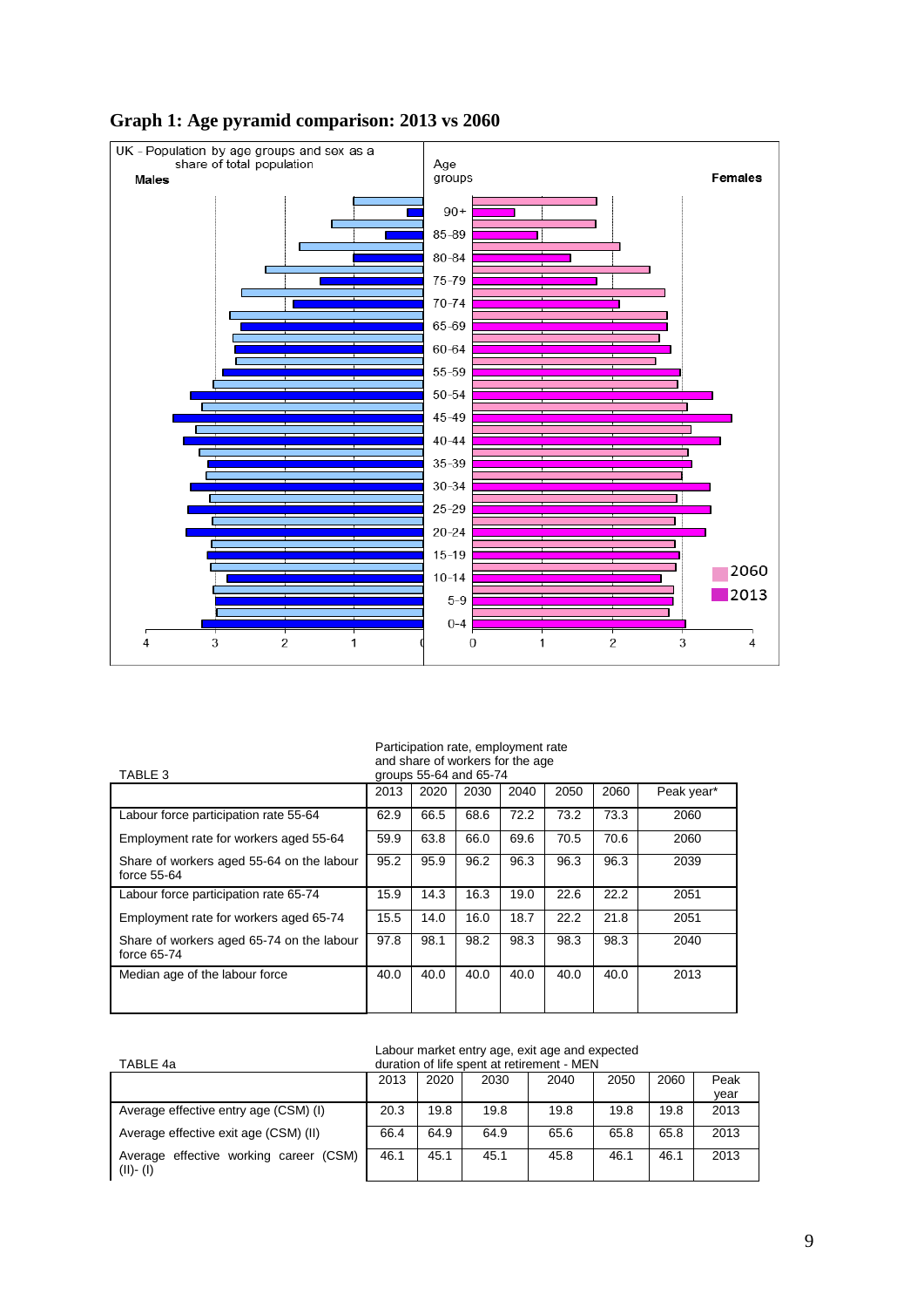**Graph 1: Age pyramid comparison: 2013 vs 2060**

TABLE 3

Participation rate, employment rate and share of workers for the age groups 55-64 and 65-74

| | 2013 | 2020 | 2030 | 2040 | 2050 | 2060 | Peak year* |
|---|---|---|---|---|---|---|---|
| Labour force participation rate 55-64 | 62.9 | 66.5 | 68.6 | 72.2 | 73.2 | 73.3 | 2060 |
| Employment rate for workers aged 55-64 | 59.9 | 63.8 | 66.0 | 69.6 | 70.5 | 70.6 | 2060 |
| Share of workers aged 55-64 on the labour force 55-64 | 95.2 | 95.9 | 96.2 | 96.3 | 96.3 | 96.3 | 2039 |
| Labour force participation rate 65-74 | 15.9 | 14.3 | 16.3 | 19.0 | 22.6 | 22.2 | 2051 |
| Employment rate for workers aged 65-74 | 15.5 | 14.0 | 16.0 | 18.7 | 22.2 | 21.8 | 2051 |
| Share of workers aged 65-74 on the labour force 65-74 | 97.8 | 98.1 | 98.2 | 98.3 | 98.3 | 98.3 | 2040 |
| Median age of the labour force | 40.0 | 40.0 | 40.0 | 40.0 | 40.0 | 40.0 | 2013 |

TABLE 4a

Labour market entry age, exit age and expected duration of life spent at retirement - MEN

| | 2013 | 2020 | 2030 | 2040 | 2050 | 2060 | Peak year |
|---|---|---|---|---|---|---|---|
| Average effective entry age (CSM) (I) | 20.3 | 19.8 | 19.8 | 19.8 | 19.8 | 19.8 | 2013 |
| Average effective exit age (CSM) (II) | 66.4 | 64.9 | 64.9 | 65.6 | 65.8 | 65.8 | 2013 |
| Average effective working career (CSM) (II)- (I) | 46.1 | 45.1 | 45.1 | 45.8 | 46.1 | 46.1 | 2013 |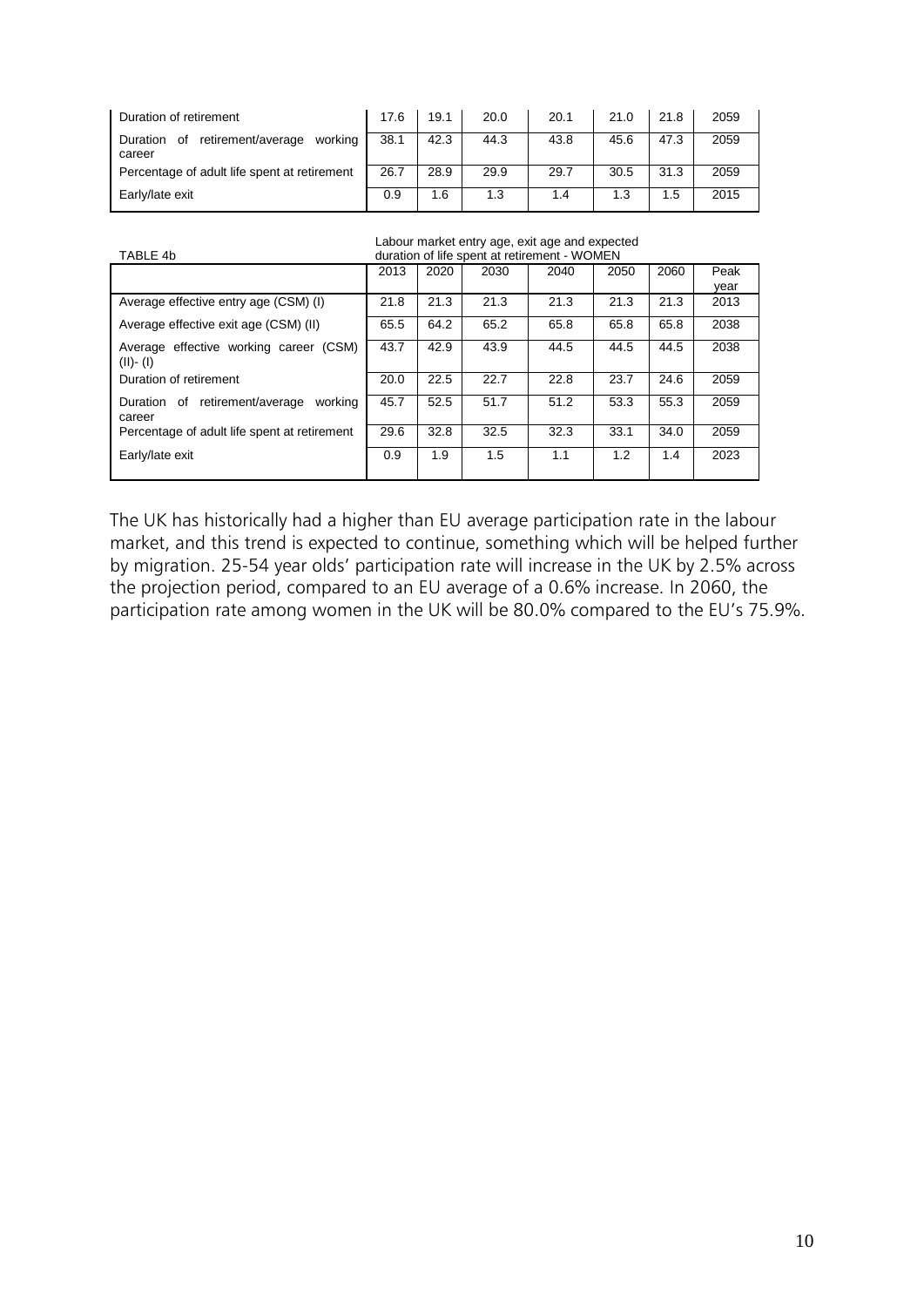| | | | | | | | |
|---|---|---|---|---|---|---|---|
| Duration of retirement | 17.6 | 19.1 | 20.0 | 20.1 | 21.0 | 21.8 | 2059 |
| Duration of retirement/average working career | 38.1 | 42.3 | 44.3 | 43.8 | 45.6 | 47.3 | 2059 |
| Percentage of adult life spent at retirement | 26.7 | 28.9 | 29.9 | 29.7 | 30.5 | 31.3 | 2059 |
| Early/late exit | 0.9 | 1.6 | 1.3 | 1.4 | 1.3 | 1.5 | 2015 |

TABLE 4b — Labour market entry age, exit age and expected duration of life spent at retirement - WOMEN

| | 2013 | 2020 | 2030 | 2040 | 2050 | 2060 | Peak year |
|---|---|---|---|---|---|---|---|
| Average effective entry age (CSM) (I) | 21.8 | 21.3 | 21.3 | 21.3 | 21.3 | 21.3 | 2013 |
| Average effective exit age (CSM) (II) | 65.5 | 64.2 | 65.2 | 65.8 | 65.8 | 65.8 | 2038 |
| Average effective working career (CSM) (II)- (I) | 43.7 | 42.9 | 43.9 | 44.5 | 44.5 | 44.5 | 2038 |
| Duration of retirement | 20.0 | 22.5 | 22.7 | 22.8 | 23.7 | 24.6 | 2059 |
| Duration of retirement/average working career | 45.7 | 52.5 | 51.7 | 51.2 | 53.3 | 55.3 | 2059 |
| Percentage of adult life spent at retirement | 29.6 | 32.8 | 32.5 | 32.3 | 33.1 | 34.0 | 2059 |
| Early/late exit | 0.9 | 1.9 | 1.5 | 1.1 | 1.2 | 1.4 | 2023 |

The UK has historically had a higher than EU average participation rate in the labour market, and this trend is expected to continue, something which will be helped further by migration. 25-54 year olds' participation rate will increase in the UK by 2.5% across the projection period, compared to an EU average of a 0.6% increase. In 2060, the participation rate among women in the UK will be 80.0% compared to the EU's 75.9%.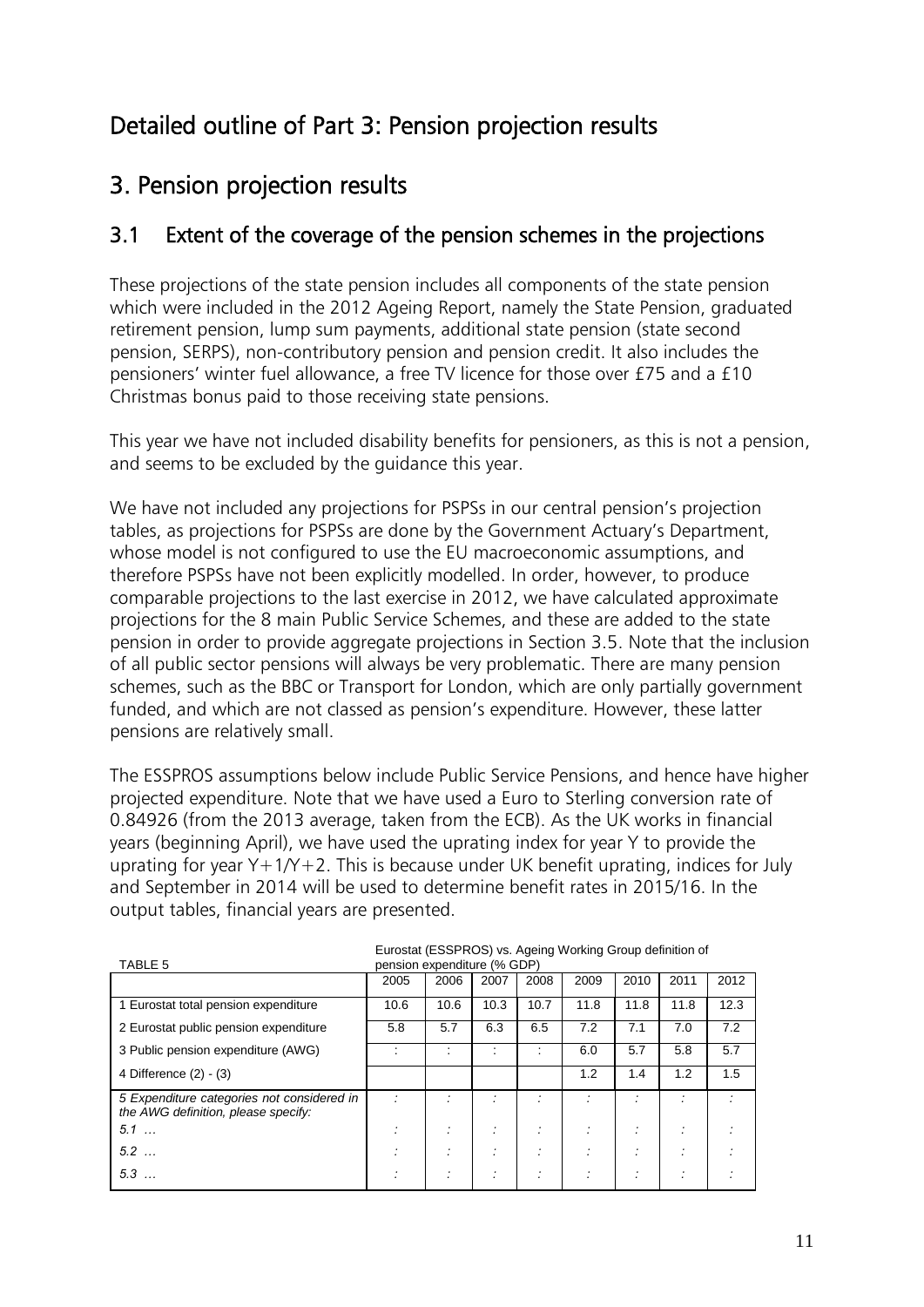# Detailed outline of Part 3: Pension projection results

# 3. Pension projection results

## 3.1 Extent of the coverage of the pension schemes in the projections

These projections of the state pension includes all components of the state pension which were included in the 2012 Ageing Report, namely the State Pension, graduated retirement pension, lump sum payments, additional state pension (state second pension, SERPS), non-contributory pension and pension credit. It also includes the pensioners' winter fuel allowance, a free TV licence for those over £75 and a £10 Christmas bonus paid to those receiving state pensions.

This year we have not included disability benefits for pensioners, as this is not a pension, and seems to be excluded by the guidance this year.

We have not included any projections for PSPSs in our central pension's projection tables, as projections for PSPSs are done by the Government Actuary's Department, whose model is not configured to use the EU macroeconomic assumptions, and therefore PSPSs have not been explicitly modelled. In order, however, to produce comparable projections to the last exercise in 2012, we have calculated approximate projections for the 8 main Public Service Schemes, and these are added to the state pension in order to provide aggregate projections in Section 3.5. Note that the inclusion of all public sector pensions will always be very problematic. There are many pension schemes, such as the BBC or Transport for London, which are only partially government funded, and which are not classed as pension's expenditure. However, these latter pensions are relatively small.

The ESSPROS assumptions below include Public Service Pensions, and hence have higher projected expenditure. Note that we have used a Euro to Sterling conversion rate of 0.84926 (from the 2013 average, taken from the ECB). As the UK works in financial years (beginning April), we have used the uprating index for year Y to provide the uprating for year Y+1/Y+2. This is because under UK benefit uprating, indices for July and September in 2014 will be used to determine benefit rates in 2015/16. In the output tables, financial years are presented.

TABLE 5 — Eurostat (ESSPROS) vs. Ageing Working Group definition of pension expenditure (% GDP)

| | 2005 | 2006 | 2007 | 2008 | 2009 | 2010 | 2011 | 2012 |
|---|---|---|---|---|---|---|---|---|
| 1 Eurostat total pension expenditure | 10.6 | 10.6 | 10.3 | 10.7 | 11.8 | 11.8 | 11.8 | 12.3 |
| 2 Eurostat public pension expenditure | 5.8 | 5.7 | 6.3 | 6.5 | 7.2 | 7.1 | 7.0 | 7.2 |
| 3 Public pension expenditure (AWG) | : | : | : | : | 6.0 | 5.7 | 5.8 | 5.7 |
| 4 Difference (2) - (3) | | | | | 1.2 | 1.4 | 1.2 | 1.5 |
| *5 Expenditure categories not considered in the AWG definition, please specify:* | : | : | : | : | : | : | : | : |
| *5.1 …* | : | : | : | : | : | : | : | : |
| *5.2 …* | : | : | : | : | : | : | : | : |
| *5.3 …* | : | : | : | : | : | : | : | : |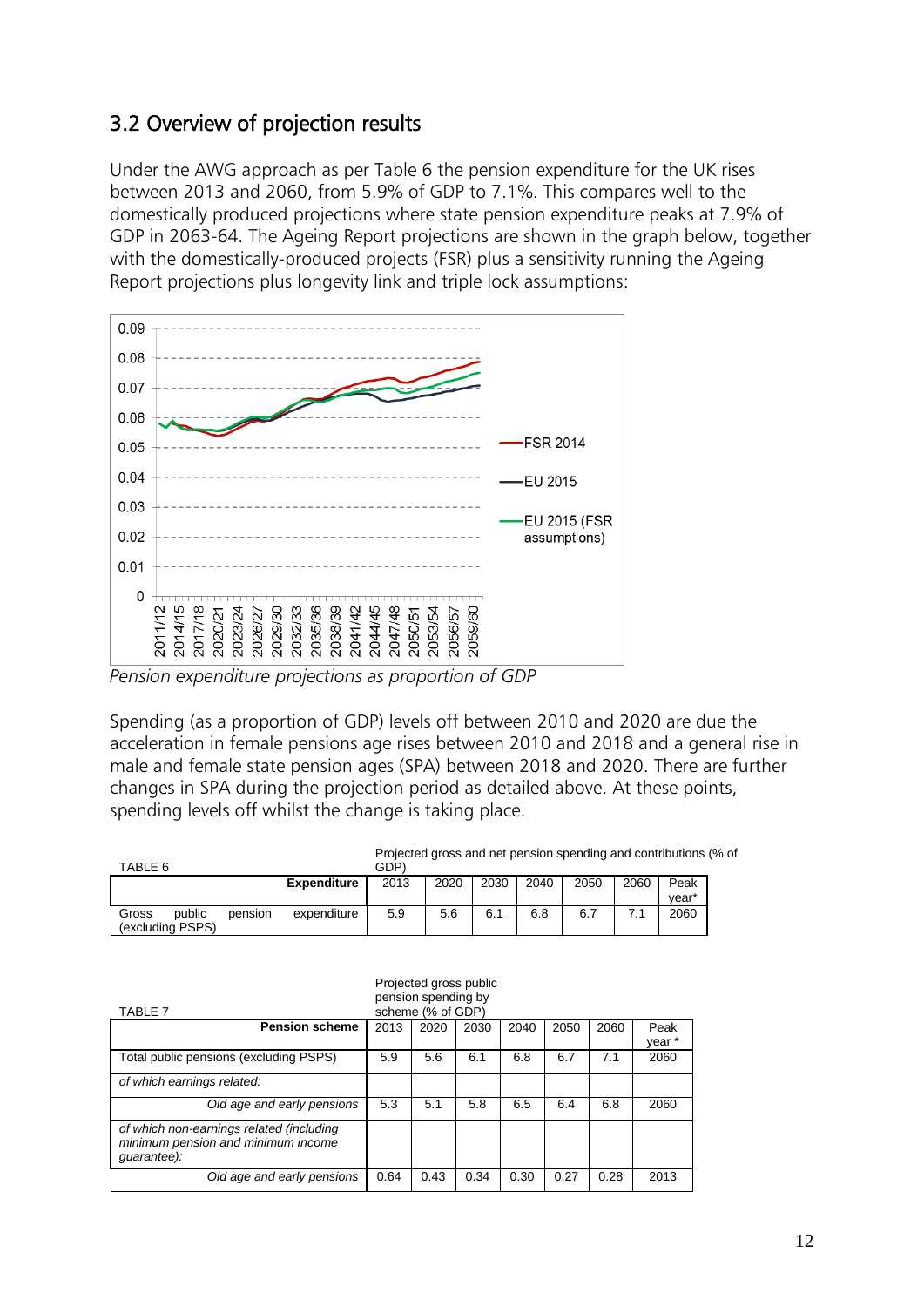## 3.2 Overview of projection results

Under the AWG approach as per Table 6 the pension expenditure for the UK rises between 2013 and 2060, from 5.9% of GDP to 7.1%. This compares well to the domestically produced projections where state pension expenditure peaks at 7.9% of GDP in 2063-64. The Ageing Report projections are shown in the graph below, together with the domestically-produced projects (FSR) plus a sensitivity running the Ageing Report projections plus longevity link and triple lock assumptions:

*Pension expenditure projections as proportion of GDP*

Spending (as a proportion of GDP) levels off between 2010 and 2020 are due the acceleration in female pensions age rises between 2010 and 2018 and a general rise in male and female state pension ages (SPA) between 2018 and 2020. There are further changes in SPA during the projection period as detailed above. At these points, spending levels off whilst the change is taking place.

TABLE 6 — Projected gross and net pension spending and contributions (% of GDP)

| Expenditure | 2013 | 2020 | 2030 | 2040 | 2050 | 2060 | Peak year* |
|---|---|---|---|---|---|---|---|
| Gross public pension expenditure (excluding PSPS) | 5.9 | 5.6 | 6.1 | 6.8 | 6.7 | 7.1 | 2060 |

TABLE 7 — Projected gross public pension spending by scheme (% of GDP)

| Pension scheme | 2013 | 2020 | 2030 | 2040 | 2050 | 2060 | Peak year * |
|---|---|---|---|---|---|---|---|
| Total public pensions (excluding PSPS) | 5.9 | 5.6 | 6.1 | 6.8 | 6.7 | 7.1 | 2060 |
| *of which earnings related:* | | | | | | | |
| *Old age and early pensions* | 5.3 | 5.1 | 5.8 | 6.5 | 6.4 | 6.8 | 2060 |
| *of which non-earnings related (including minimum pension and minimum income guarantee):* | | | | | | | |
| *Old age and early pensions* | 0.64 | 0.43 | 0.34 | 0.30 | 0.27 | 0.28 | 2013 |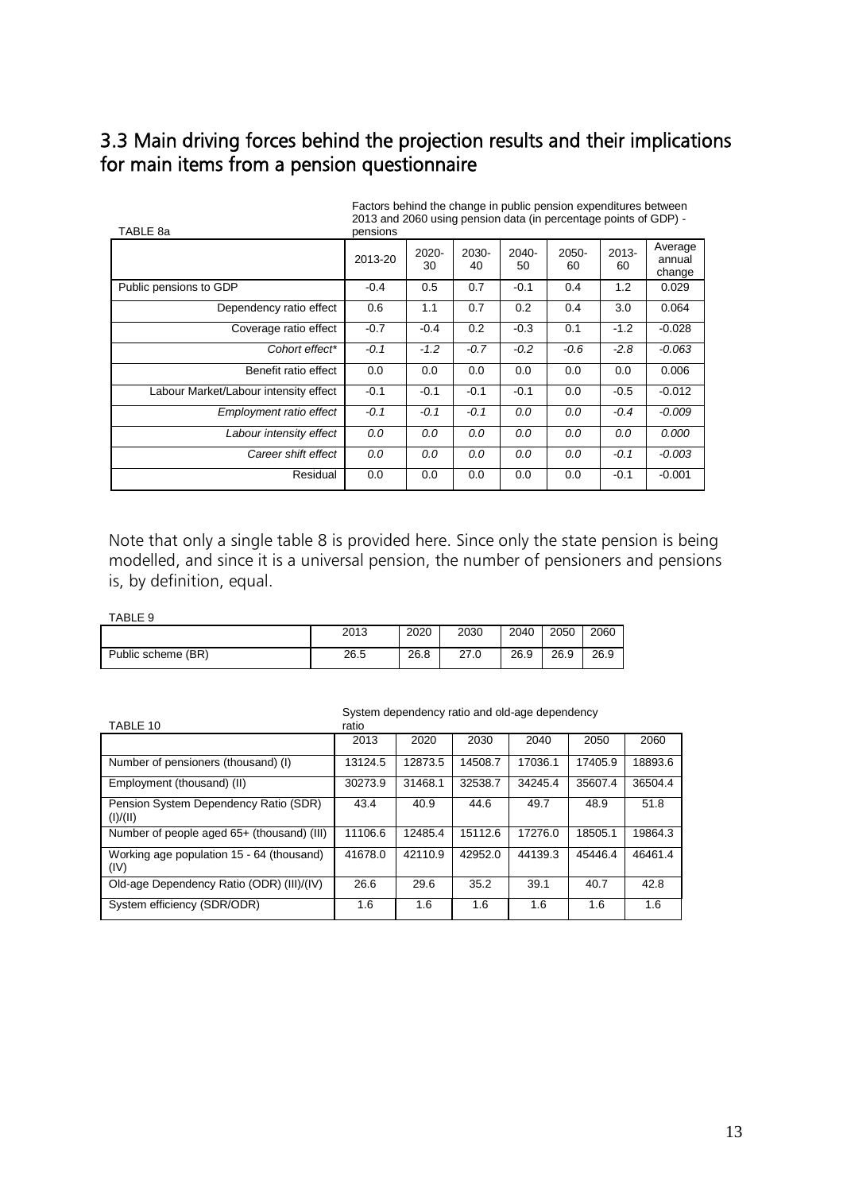## 3.3 Main driving forces behind the projection results and their implications for main items from a pension questionnaire

TABLE 8a

Factors behind the change in public pension expenditures between 2013 and 2060 using pension data (in percentage points of GDP) - pensions

| | 2013-20 | 2020-30 | 2030-40 | 2040-50 | 2050-60 | 2013-60 | Average annual change |
|---|---|---|---|---|---|---|---|
| Public pensions to GDP | -0.4 | 0.5 | 0.7 | -0.1 | 0.4 | 1.2 | 0.029 |
| Dependency ratio effect | 0.6 | 1.1 | 0.7 | 0.2 | 0.4 | 3.0 | 0.064 |
| Coverage ratio effect | -0.7 | -0.4 | 0.2 | -0.3 | 0.1 | -1.2 | -0.028 |
| *Cohort effect** | *-0.1* | *-1.2* | *-0.7* | *-0.2* | *-0.6* | *-2.8* | *-0.063* |
| Benefit ratio effect | 0.0 | 0.0 | 0.0 | 0.0 | 0.0 | 0.0 | 0.006 |
| Labour Market/Labour intensity effect | -0.1 | -0.1 | -0.1 | -0.1 | 0.0 | -0.5 | -0.012 |
| *Employment ratio effect* | *-0.1* | *-0.1* | *-0.1* | *0.0* | *0.0* | *-0.4* | *-0.009* |
| *Labour intensity effect* | *0.0* | *0.0* | *0.0* | *0.0* | *0.0* | *0.0* | *0.000* |
| *Career shift effect* | *0.0* | *0.0* | *0.0* | *0.0* | *0.0* | *-0.1* | *-0.003* |
| Residual | 0.0 | 0.0 | 0.0 | 0.0 | 0.0 | -0.1 | -0.001 |

Note that only a single table 8 is provided here. Since only the state pension is being modelled, and since it is a universal pension, the number of pensioners and pensions is, by definition, equal.

TABLE 9

| | 2013 | 2020 | 2030 | 2040 | 2050 | 2060 |
|---|---|---|---|---|---|---|
| Public scheme (BR) | 26.5 | 26.8 | 27.0 | 26.9 | 26.9 | 26.9 |

TABLE 10

System dependency ratio and old-age dependency ratio

| | 2013 | 2020 | 2030 | 2040 | 2050 | 2060 |
|---|---|---|---|---|---|---|
| Number of pensioners (thousand) (I) | 13124.5 | 12873.5 | 14508.7 | 17036.1 | 17405.9 | 18893.6 |
| Employment (thousand) (II) | 30273.9 | 31468.1 | 32538.7 | 34245.4 | 35607.4 | 36504.4 |
| Pension System Dependency Ratio (SDR) (I)/(II) | 43.4 | 40.9 | 44.6 | 49.7 | 48.9 | 51.8 |
| Number of people aged 65+ (thousand) (III) | 11106.6 | 12485.4 | 15112.6 | 17276.0 | 18505.1 | 19864.3 |
| Working age population 15 - 64 (thousand) (IV) | 41678.0 | 42110.9 | 42952.0 | 44139.3 | 45446.4 | 46461.4 |
| Old-age Dependency Ratio (ODR) (III)/(IV) | 26.6 | 29.6 | 35.2 | 39.1 | 40.7 | 42.8 |
| System efficiency (SDR/ODR) | 1.6 | 1.6 | 1.6 | 1.6 | 1.6 | 1.6 |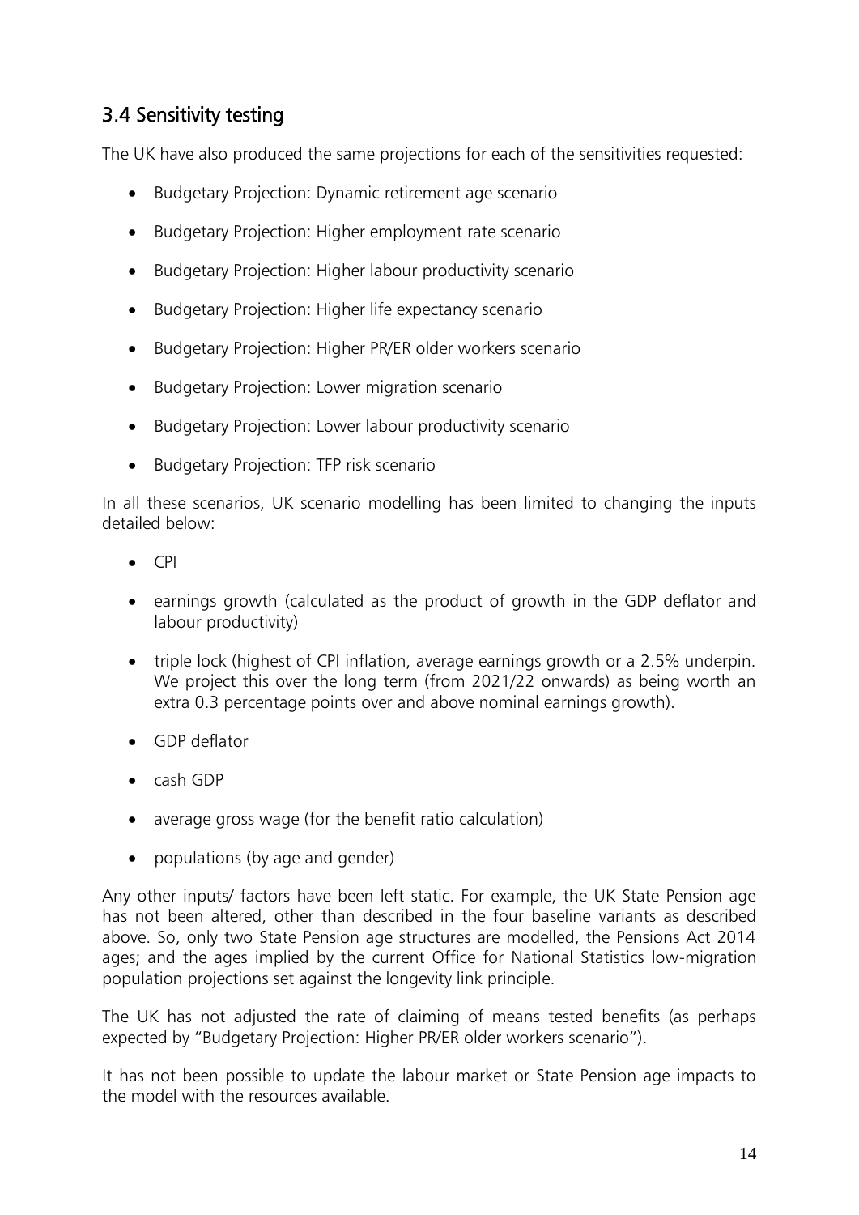## 3.4 Sensitivity testing

The UK have also produced the same projections for each of the sensitivities requested:

- Budgetary Projection: Dynamic retirement age scenario
- Budgetary Projection: Higher employment rate scenario
- Budgetary Projection: Higher labour productivity scenario
- Budgetary Projection: Higher life expectancy scenario
- Budgetary Projection: Higher PR/ER older workers scenario
- Budgetary Projection: Lower migration scenario
- Budgetary Projection: Lower labour productivity scenario
- Budgetary Projection: TFP risk scenario

In all these scenarios, UK scenario modelling has been limited to changing the inputs detailed below:

- CPI
- earnings growth (calculated as the product of growth in the GDP deflator and labour productivity)
- triple lock (highest of CPI inflation, average earnings growth or a 2.5% underpin. We project this over the long term (from 2021/22 onwards) as being worth an extra 0.3 percentage points over and above nominal earnings growth).
- GDP deflator
- cash GDP
- average gross wage (for the benefit ratio calculation)
- populations (by age and gender)

Any other inputs/ factors have been left static. For example, the UK State Pension age has not been altered, other than described in the four baseline variants as described above. So, only two State Pension age structures are modelled, the Pensions Act 2014 ages; and the ages implied by the current Office for National Statistics low-migration population projections set against the longevity link principle.

The UK has not adjusted the rate of claiming of means tested benefits (as perhaps expected by "Budgetary Projection: Higher PR/ER older workers scenario").

It has not been possible to update the labour market or State Pension age impacts to the model with the resources available.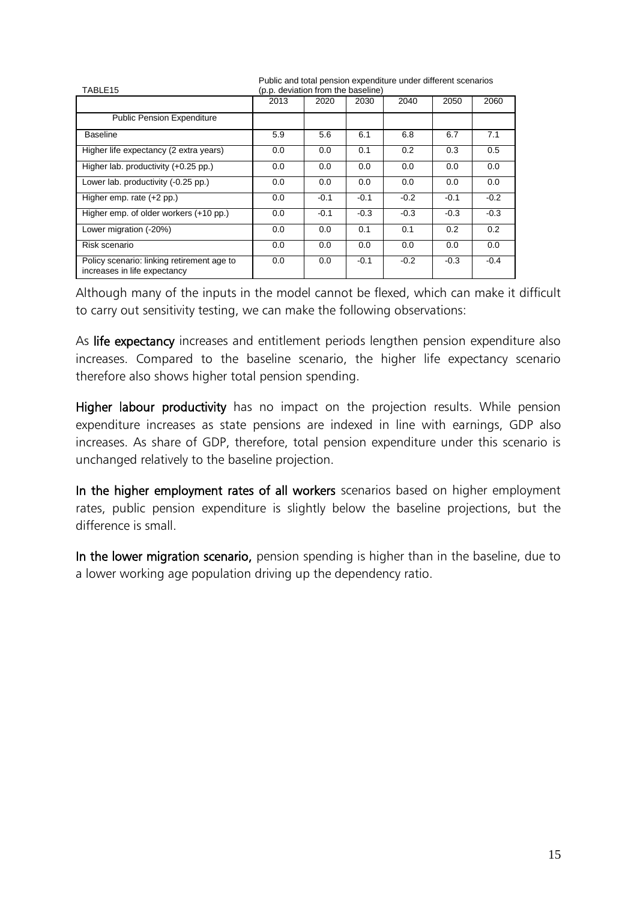TABLE15 — Public and total pension expenditure under different scenarios (p.p. deviation from the baseline)

| | 2013 | 2020 | 2030 | 2040 | 2050 | 2060 |
|---|---|---|---|---|---|---|
| Public Pension Expenditure | | | | | | |
| Baseline | 5.9 | 5.6 | 6.1 | 6.8 | 6.7 | 7.1 |
| Higher life expectancy (2 extra years) | 0.0 | 0.0 | 0.1 | 0.2 | 0.3 | 0.5 |
| Higher lab. productivity (+0.25 pp.) | 0.0 | 0.0 | 0.0 | 0.0 | 0.0 | 0.0 |
| Lower lab. productivity (-0.25 pp.) | 0.0 | 0.0 | 0.0 | 0.0 | 0.0 | 0.0 |
| Higher emp. rate (+2 pp.) | 0.0 | -0.1 | -0.1 | -0.2 | -0.1 | -0.2 |
| Higher emp. of older workers (+10 pp.) | 0.0 | -0.1 | -0.3 | -0.3 | -0.3 | -0.3 |
| Lower migration (-20%) | 0.0 | 0.0 | 0.1 | 0.1 | 0.2 | 0.2 |
| Risk scenario | 0.0 | 0.0 | 0.0 | 0.0 | 0.0 | 0.0 |
| Policy scenario: linking retirement age to increases in life expectancy | 0.0 | 0.0 | -0.1 | -0.2 | -0.3 | -0.4 |

Although many of the inputs in the model cannot be flexed, which can make it difficult to carry out sensitivity testing, we can make the following observations:

As **life expectancy** increases and entitlement periods lengthen pension expenditure also increases. Compared to the baseline scenario, the higher life expectancy scenario therefore also shows higher total pension spending.

**Higher labour productivity** has no impact on the projection results. While pension expenditure increases as state pensions are indexed in line with earnings, GDP also increases. As share of GDP, therefore, total pension expenditure under this scenario is unchanged relatively to the baseline projection.

**In the higher employment rates of all workers** scenarios based on higher employment rates, public pension expenditure is slightly below the baseline projections, but the difference is small.

**In the lower migration scenario,** pension spending is higher than in the baseline, due to a lower working age population driving up the dependency ratio.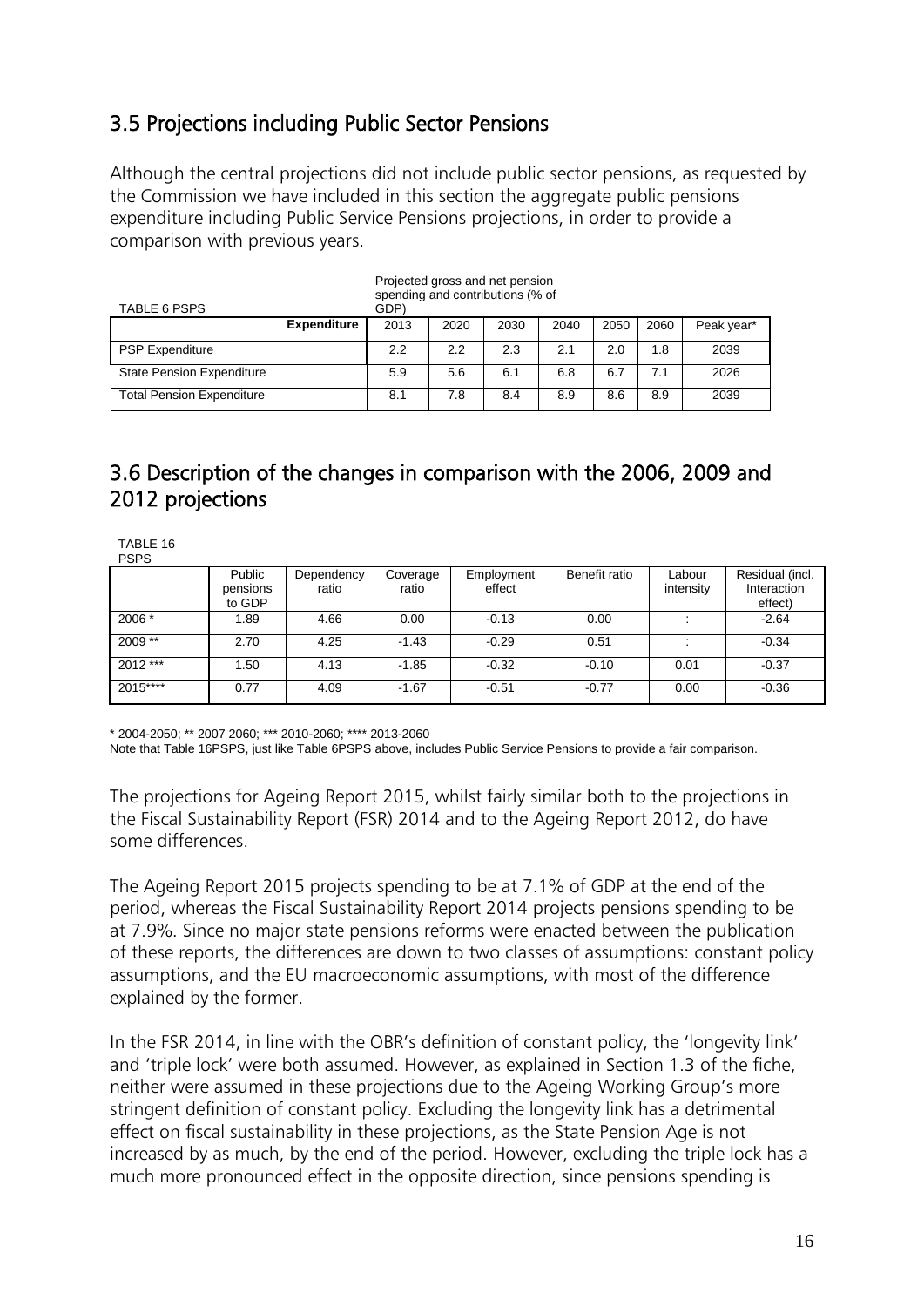## 3.5 Projections including Public Sector Pensions

Although the central projections did not include public sector pensions, as requested by the Commission we have included in this section the aggregate public pensions expenditure including Public Service Pensions projections, in order to provide a comparison with previous years.

TABLE 6 PSPS

Projected gross and net pension spending and contributions (% of GDP)

| Expenditure | 2013 | 2020 | 2030 | 2040 | 2050 | 2060 | Peak year* |
|---|---|---|---|---|---|---|---|
| PSP Expenditure | 2.2 | 2.2 | 2.3 | 2.1 | 2.0 | 1.8 | 2039 |
| State Pension Expenditure | 5.9 | 5.6 | 6.1 | 6.8 | 6.7 | 7.1 | 2026 |
| Total Pension Expenditure | 8.1 | 7.8 | 8.4 | 8.9 | 8.6 | 8.9 | 2039 |

## 3.6 Description of the changes in comparison with the 2006, 2009 and 2012 projections

TABLE 16 PSPS

| | Public pensions to GDP | Dependency ratio | Coverage ratio | Employment effect | Benefit ratio | Labour intensity | Residual (incl. Interaction effect) |
|---|---|---|---|---|---|---|---|
| 2006 * | 1.89 | 4.66 | 0.00 | -0.13 | 0.00 | : | -2.64 |
| 2009 ** | 2.70 | 4.25 | -1.43 | -0.29 | 0.51 | : | -0.34 |
| 2012 *** | 1.50 | 4.13 | -1.85 | -0.32 | -0.10 | 0.01 | -0.37 |
| 2015**** | 0.77 | 4.09 | -1.67 | -0.51 | -0.77 | 0.00 | -0.36 |

\* 2004-2050; ** 2007 2060; *** 2010-2060; **** 2013-2060

Note that Table 16PSPS, just like Table 6PSPS above, includes Public Service Pensions to provide a fair comparison.

The projections for Ageing Report 2015, whilst fairly similar both to the projections in the Fiscal Sustainability Report (FSR) 2014 and to the Ageing Report 2012, do have some differences.

The Ageing Report 2015 projects spending to be at 7.1% of GDP at the end of the period, whereas the Fiscal Sustainability Report 2014 projects pensions spending to be at 7.9%. Since no major state pensions reforms were enacted between the publication of these reports, the differences are down to two classes of assumptions: constant policy assumptions, and the EU macroeconomic assumptions, with most of the difference explained by the former.

In the FSR 2014, in line with the OBR's definition of constant policy, the 'longevity link' and 'triple lock' were both assumed. However, as explained in Section 1.3 of the fiche, neither were assumed in these projections due to the Ageing Working Group's more stringent definition of constant policy. Excluding the longevity link has a detrimental effect on fiscal sustainability in these projections, as the State Pension Age is not increased by as much, by the end of the period. However, excluding the triple lock has a much more pronounced effect in the opposite direction, since pensions spending is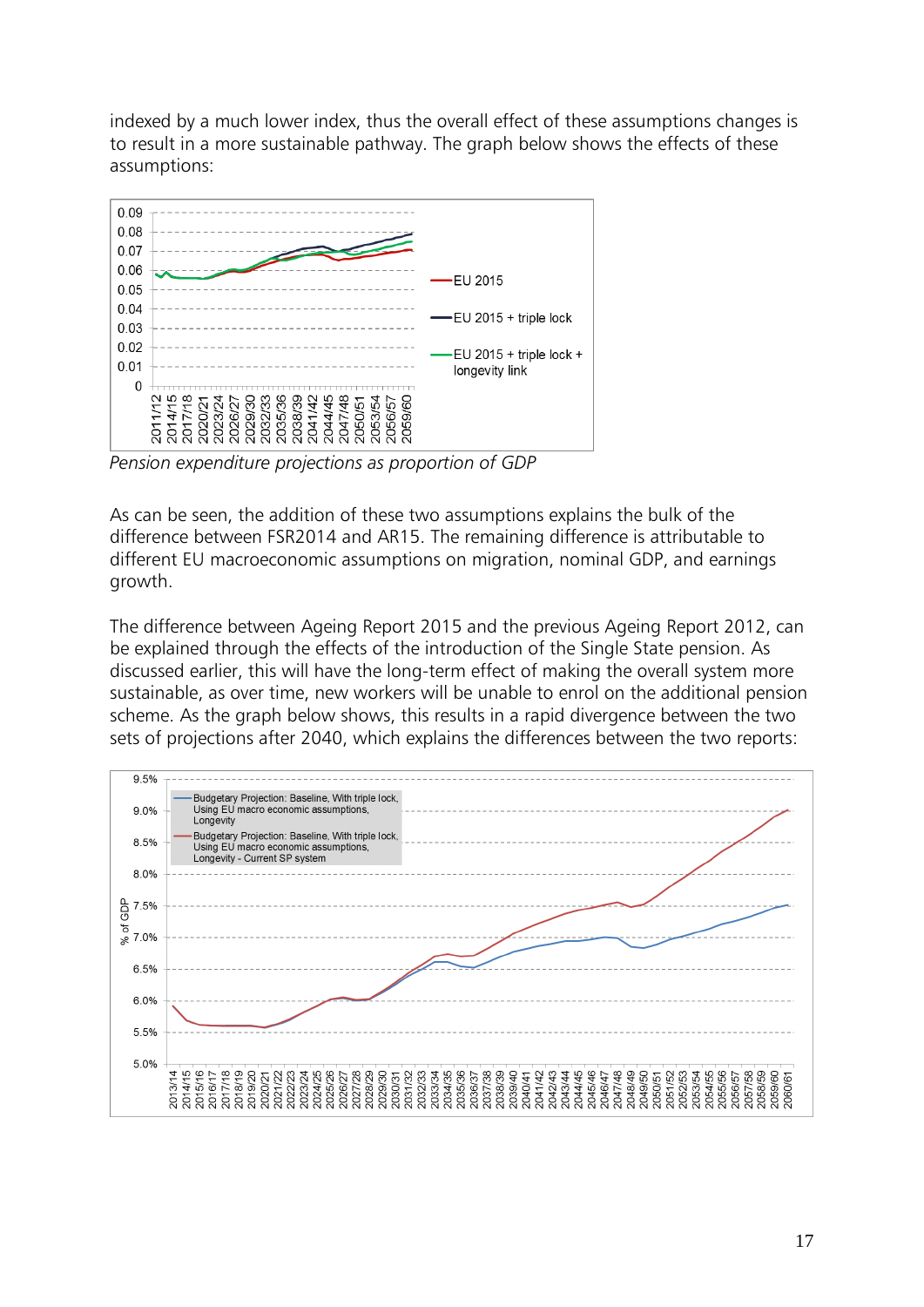indexed by a much lower index, thus the overall effect of these assumptions changes is to result in a more sustainable pathway. The graph below shows the effects of these assumptions:

*Pension expenditure projections as proportion of GDP*

As can be seen, the addition of these two assumptions explains the bulk of the difference between FSR2014 and AR15. The remaining difference is attributable to different EU macroeconomic assumptions on migration, nominal GDP, and earnings growth.

The difference between Ageing Report 2015 and the previous Ageing Report 2012, can be explained through the effects of the introduction of the Single State pension. As discussed earlier, this will have the long-term effect of making the overall system more sustainable, as over time, new workers will be unable to enrol on the additional pension scheme. As the graph below shows, this results in a rapid divergence between the two sets of projections after 2040, which explains the differences between the two reports: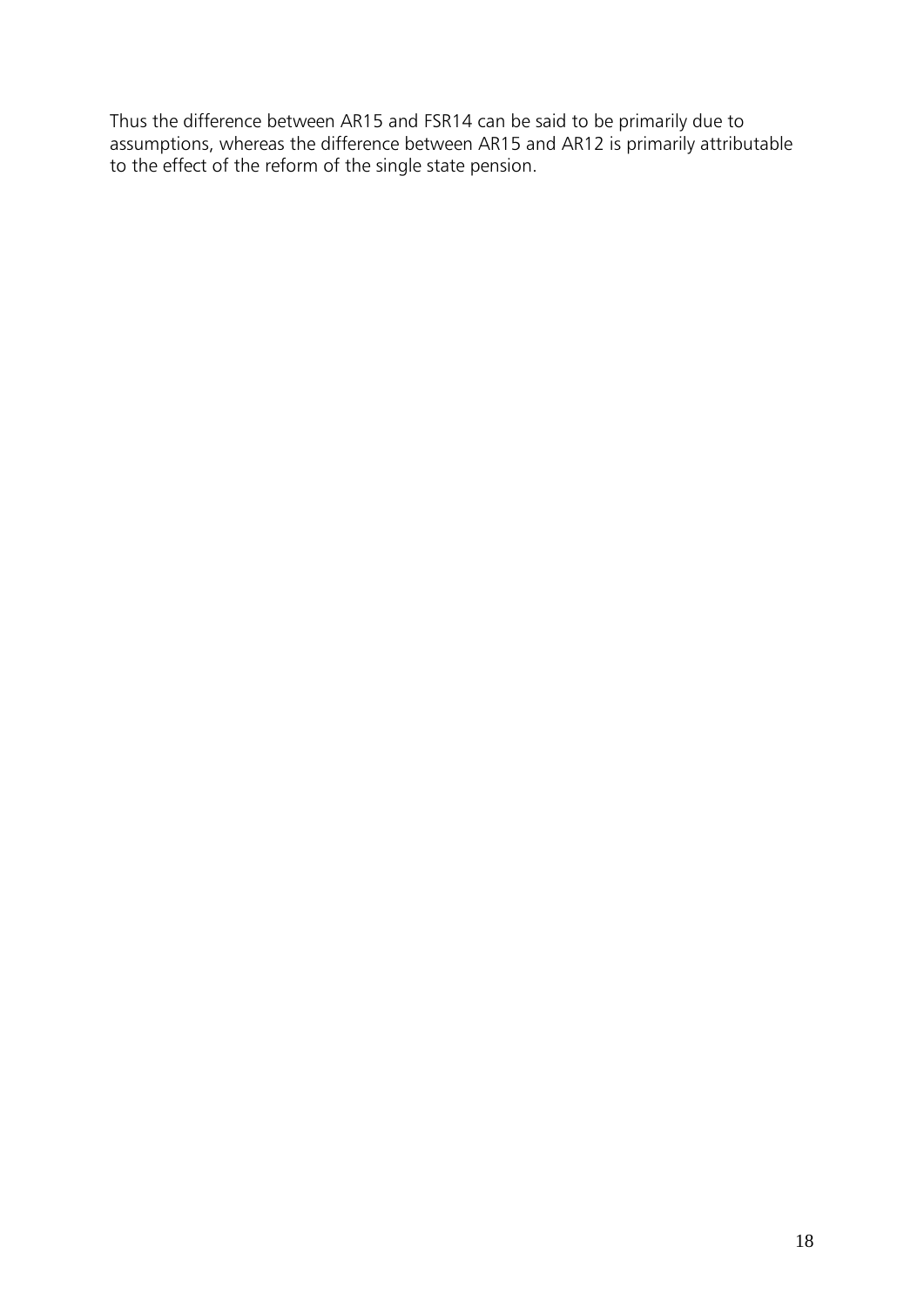Thus the difference between AR15 and FSR14 can be said to be primarily due to assumptions, whereas the difference between AR15 and AR12 is primarily attributable to the effect of the reform of the single state pension.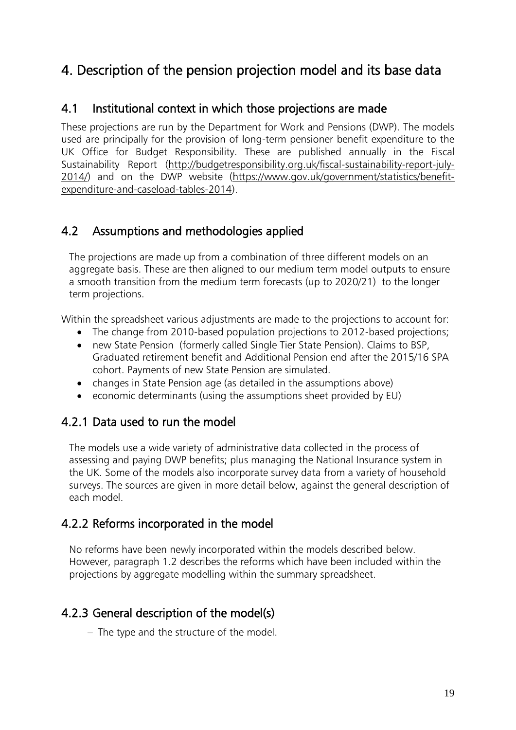# 4. Description of the pension projection model and its base data

## 4.1 Institutional context in which those projections are made

These projections are run by the Department for Work and Pensions (DWP). The models used are principally for the provision of long-term pensioner benefit expenditure to the UK Office for Budget Responsibility. These are published annually in the Fiscal Sustainability Report (http://budgetresponsibility.org.uk/fiscal-sustainability-report-july-2014/) and on the DWP website (https://www.gov.uk/government/statistics/benefit-expenditure-and-caseload-tables-2014).

## 4.2 Assumptions and methodologies applied

The projections are made up from a combination of three different models on an aggregate basis. These are then aligned to our medium term model outputs to ensure a smooth transition from the medium term forecasts (up to 2020/21) to the longer term projections.

Within the spreadsheet various adjustments are made to the projections to account for:

- The change from 2010-based population projections to 2012-based projections;
- new State Pension (formerly called Single Tier State Pension). Claims to BSP, Graduated retirement benefit and Additional Pension end after the 2015/16 SPA cohort. Payments of new State Pension are simulated.
- changes in State Pension age (as detailed in the assumptions above)
- economic determinants (using the assumptions sheet provided by EU)

### 4.2.1 Data used to run the model

The models use a wide variety of administrative data collected in the process of assessing and paying DWP benefits; plus managing the National Insurance system in the UK. Some of the models also incorporate survey data from a variety of household surveys. The sources are given in more detail below, against the general description of each model.

### 4.2.2 Reforms incorporated in the model

No reforms have been newly incorporated within the models described below. However, paragraph 1.2 describes the reforms which have been included within the projections by aggregate modelling within the summary spreadsheet.

### 4.2.3 General description of the model(s)

- The type and the structure of the model.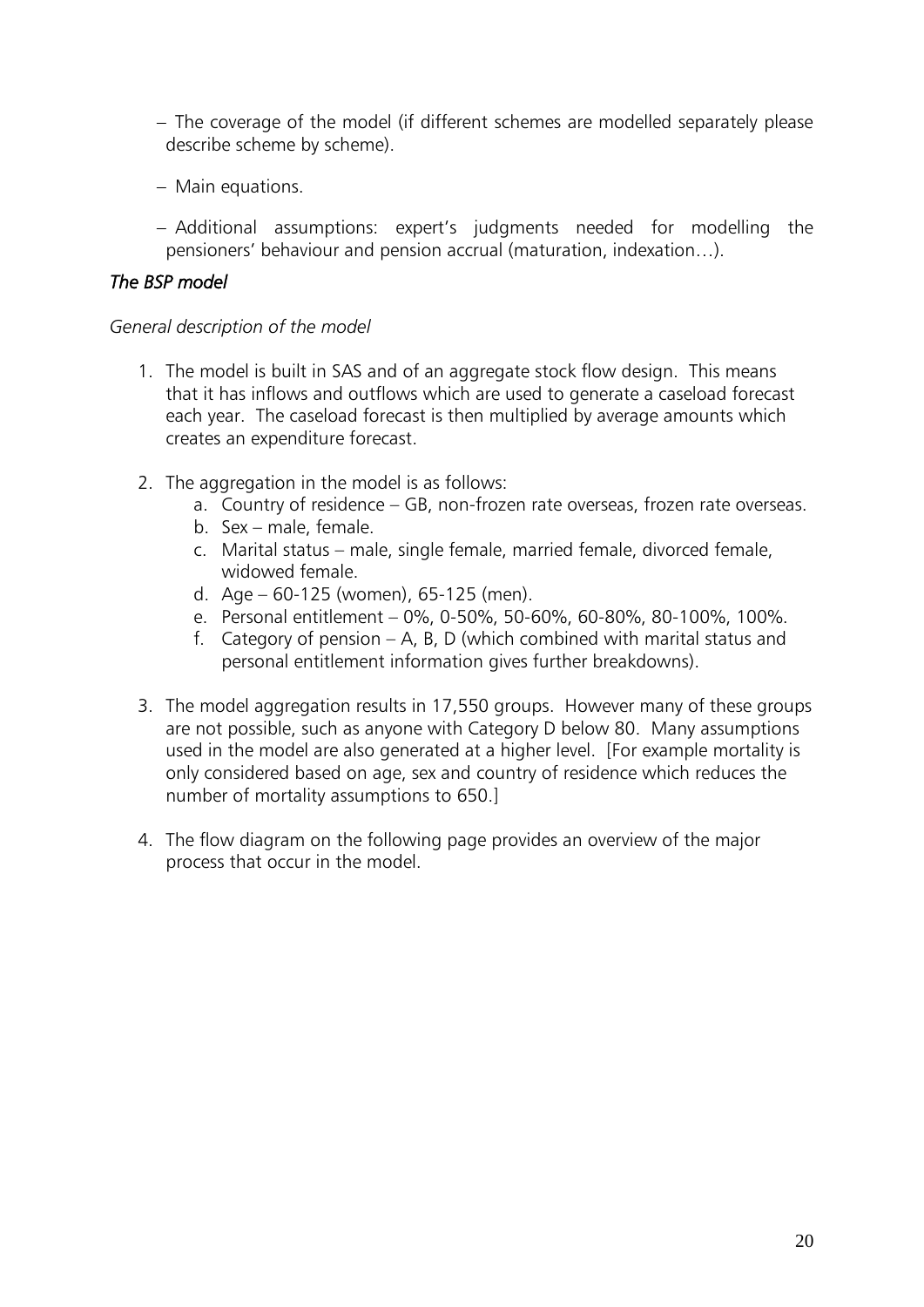- The coverage of the model (if different schemes are modelled separately please describe scheme by scheme).
- Main equations.
- Additional assumptions: expert's judgments needed for modelling the pensioners' behaviour and pension accrual (maturation, indexation…).

### *The BSP model*

*General description of the model*

1. The model is built in SAS and of an aggregate stock flow design. This means that it has inflows and outflows which are used to generate a caseload forecast each year. The caseload forecast is then multiplied by average amounts which creates an expenditure forecast.

2. The aggregation in the model is as follows:
   a. Country of residence – GB, non-frozen rate overseas, frozen rate overseas.
   b. Sex – male, female.
   c. Marital status – male, single female, married female, divorced female, widowed female.
   d. Age – 60-125 (women), 65-125 (men).
   e. Personal entitlement – 0%, 0-50%, 50-60%, 60-80%, 80-100%, 100%.
   f. Category of pension – A, B, D (which combined with marital status and personal entitlement information gives further breakdowns).

3. The model aggregation results in 17,550 groups. However many of these groups are not possible, such as anyone with Category D below 80. Many assumptions used in the model are also generated at a higher level. [For example mortality is only considered based on age, sex and country of residence which reduces the number of mortality assumptions to 650.]

4. The flow diagram on the following page provides an overview of the major process that occur in the model.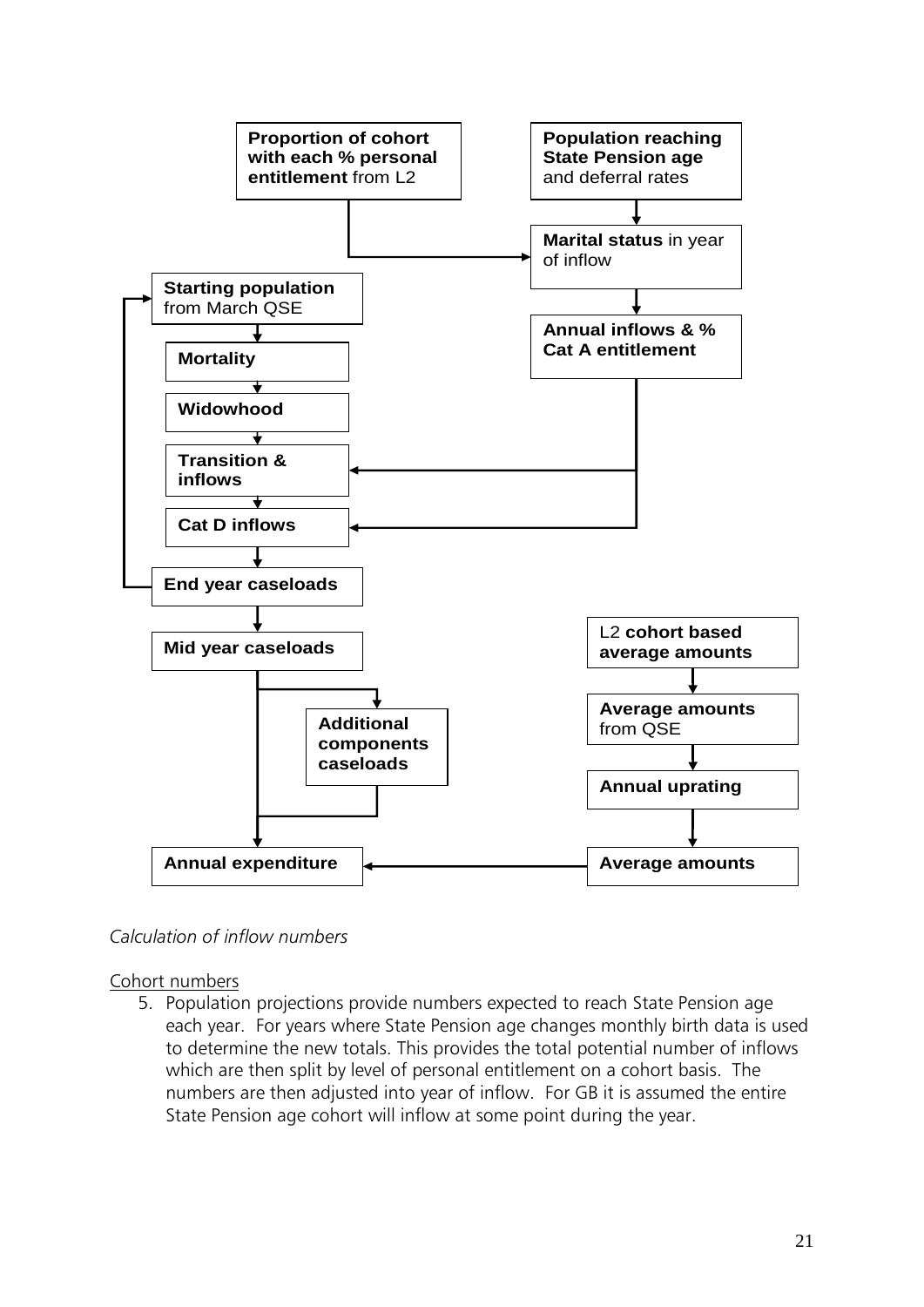**Proportion of cohort with each % personal entitlement** from L2

**Population reaching State Pension age** and deferral rates

**Marital status** in year of inflow

**Starting population** from March QSE

**Annual inflows & % Cat A entitlement**

**Mortality**

**Widowhood**

**Transition & inflows**

**Cat D inflows**

**End year caseloads**

**Mid year caseloads**

L2 **cohort based average amounts**

**Additional components caseloads**

**Average amounts** from QSE

**Annual uprating**

**Annual expenditure**

**Average amounts**

*Calculation of inflow numbers*

Cohort numbers

5. Population projections provide numbers expected to reach State Pension age each year. For years where State Pension age changes monthly birth data is used to determine the new totals. This provides the total potential number of inflows which are then split by level of personal entitlement on a cohort basis. The numbers are then adjusted into year of inflow. For GB it is assumed the entire State Pension age cohort will inflow at some point during the year.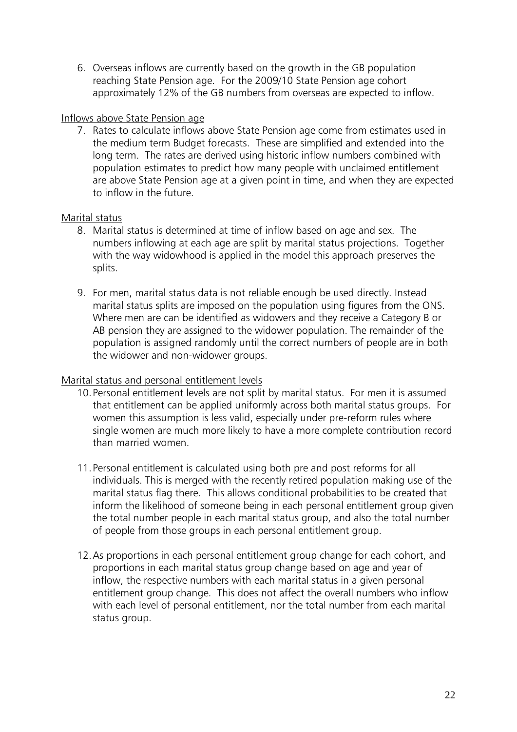6. Overseas inflows are currently based on the growth in the GB population reaching State Pension age. For the 2009/10 State Pension age cohort approximately 12% of the GB numbers from overseas are expected to inflow.

<u>Inflows above State Pension age</u>

7. Rates to calculate inflows above State Pension age come from estimates used in the medium term Budget forecasts. These are simplified and extended into the long term. The rates are derived using historic inflow numbers combined with population estimates to predict how many people with unclaimed entitlement are above State Pension age at a given point in time, and when they are expected to inflow in the future.

<u>Marital status</u>

8. Marital status is determined at time of inflow based on age and sex. The numbers inflowing at each age are split by marital status projections. Together with the way widowhood is applied in the model this approach preserves the splits.

9. For men, marital status data is not reliable enough be used directly. Instead marital status splits are imposed on the population using figures from the ONS. Where men are can be identified as widowers and they receive a Category B or AB pension they are assigned to the widower population. The remainder of the population is assigned randomly until the correct numbers of people are in both the widower and non-widower groups.

<u>Marital status and personal entitlement levels</u>

10. Personal entitlement levels are not split by marital status. For men it is assumed that entitlement can be applied uniformly across both marital status groups. For women this assumption is less valid, especially under pre-reform rules where single women are much more likely to have a more complete contribution record than married women.

11. Personal entitlement is calculated using both pre and post reforms for all individuals. This is merged with the recently retired population making use of the marital status flag there. This allows conditional probabilities to be created that inform the likelihood of someone being in each personal entitlement group given the total number people in each marital status group, and also the total number of people from those groups in each personal entitlement group.

12. As proportions in each personal entitlement group change for each cohort, and proportions in each marital status group change based on age and year of inflow, the respective numbers with each marital status in a given personal entitlement group change. This does not affect the overall numbers who inflow with each level of personal entitlement, nor the total number from each marital status group.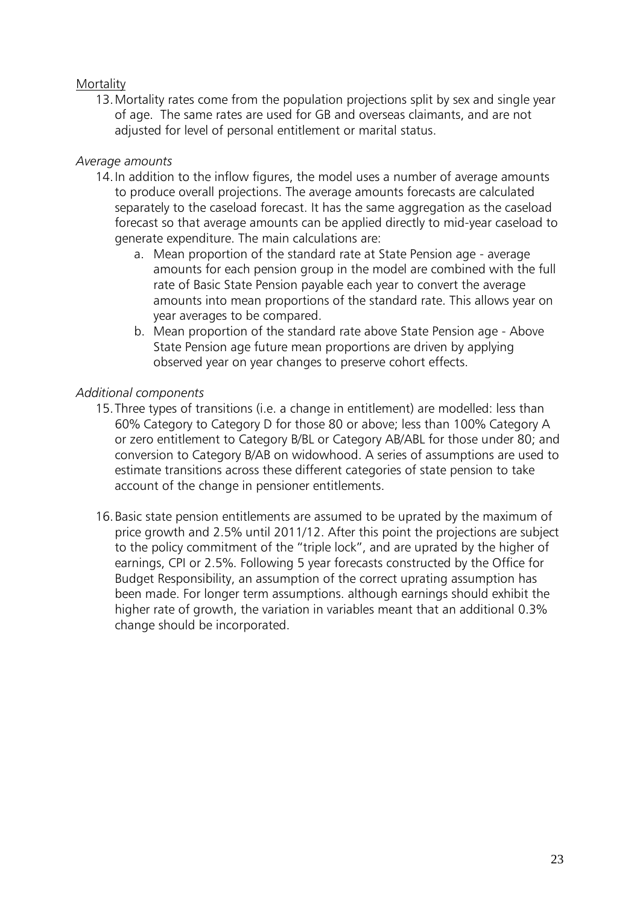Mortality

13. Mortality rates come from the population projections split by sex and single year of age. The same rates are used for GB and overseas claimants, and are not adjusted for level of personal entitlement or marital status.

*Average amounts*

14. In addition to the inflow figures, the model uses a number of average amounts to produce overall projections. The average amounts forecasts are calculated separately to the caseload forecast. It has the same aggregation as the caseload forecast so that average amounts can be applied directly to mid-year caseload to generate expenditure. The main calculations are:
    a. Mean proportion of the standard rate at State Pension age - average amounts for each pension group in the model are combined with the full rate of Basic State Pension payable each year to convert the average amounts into mean proportions of the standard rate. This allows year on year averages to be compared.
    b. Mean proportion of the standard rate above State Pension age - Above State Pension age future mean proportions are driven by applying observed year on year changes to preserve cohort effects.

*Additional components*

15. Three types of transitions (i.e. a change in entitlement) are modelled: less than 60% Category to Category D for those 80 or above; less than 100% Category A or zero entitlement to Category B/BL or Category AB/ABL for those under 80; and conversion to Category B/AB on widowhood. A series of assumptions are used to estimate transitions across these different categories of state pension to take account of the change in pensioner entitlements.

16. Basic state pension entitlements are assumed to be uprated by the maximum of price growth and 2.5% until 2011/12. After this point the projections are subject to the policy commitment of the "triple lock", and are uprated by the higher of earnings, CPI or 2.5%. Following 5 year forecasts constructed by the Office for Budget Responsibility, an assumption of the correct uprating assumption has been made. For longer term assumptions. although earnings should exhibit the higher rate of growth, the variation in variables meant that an additional 0.3% change should be incorporated.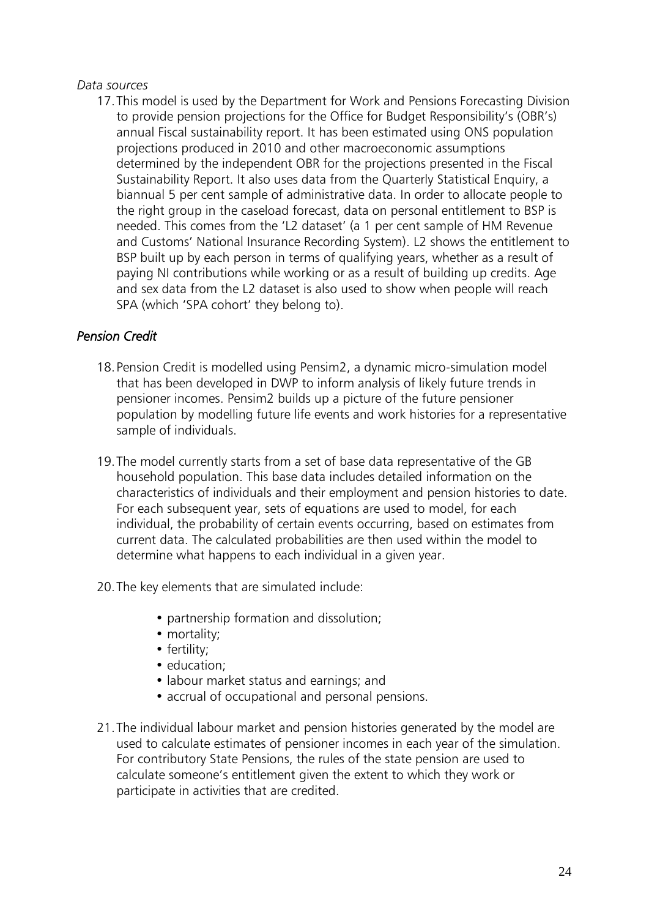*Data sources*

17. This model is used by the Department for Work and Pensions Forecasting Division to provide pension projections for the Office for Budget Responsibility's (OBR's) annual Fiscal sustainability report. It has been estimated using ONS population projections produced in 2010 and other macroeconomic assumptions determined by the independent OBR for the projections presented in the Fiscal Sustainability Report. It also uses data from the Quarterly Statistical Enquiry, a biannual 5 per cent sample of administrative data. In order to allocate people to the right group in the caseload forecast, data on personal entitlement to BSP is needed. This comes from the 'L2 dataset' (a 1 per cent sample of HM Revenue and Customs' National Insurance Recording System). L2 shows the entitlement to BSP built up by each person in terms of qualifying years, whether as a result of paying NI contributions while working or as a result of building up credits. Age and sex data from the L2 dataset is also used to show when people will reach SPA (which 'SPA cohort' they belong to).

### *Pension Credit*

18. Pension Credit is modelled using Pensim2, a dynamic micro-simulation model that has been developed in DWP to inform analysis of likely future trends in pensioner incomes. Pensim2 builds up a picture of the future pensioner population by modelling future life events and work histories for a representative sample of individuals.

19. The model currently starts from a set of base data representative of the GB household population. This base data includes detailed information on the characteristics of individuals and their employment and pension histories to date. For each subsequent year, sets of equations are used to model, for each individual, the probability of certain events occurring, based on estimates from current data. The calculated probabilities are then used within the model to determine what happens to each individual in a given year.

20. The key elements that are simulated include:

    - partnership formation and dissolution;
    - mortality;
    - fertility;
    - education;
    - labour market status and earnings; and
    - accrual of occupational and personal pensions.

21. The individual labour market and pension histories generated by the model are used to calculate estimates of pensioner incomes in each year of the simulation. For contributory State Pensions, the rules of the state pension are used to calculate someone's entitlement given the extent to which they work or participate in activities that are credited.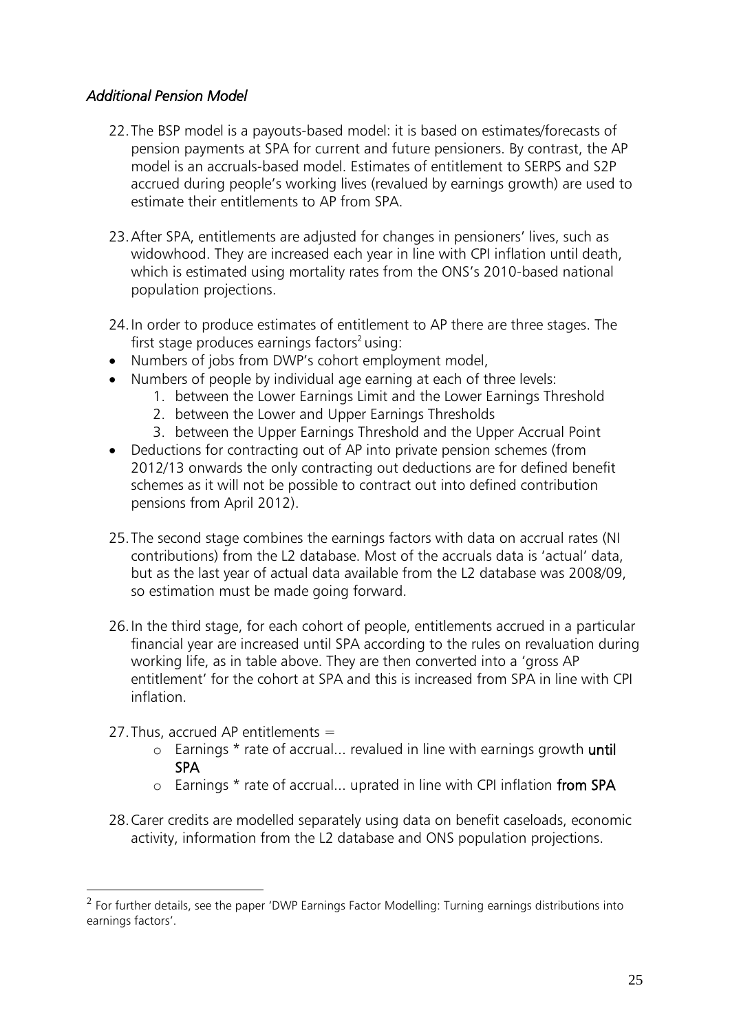### *Additional Pension Model*

22. The BSP model is a payouts-based model: it is based on estimates/forecasts of pension payments at SPA for current and future pensioners. By contrast, the AP model is an accruals-based model. Estimates of entitlement to SERPS and S2P accrued during people's working lives (revalued by earnings growth) are used to estimate their entitlements to AP from SPA.

23. After SPA, entitlements are adjusted for changes in pensioners' lives, such as widowhood. They are increased each year in line with CPI inflation until death, which is estimated using mortality rates from the ONS's 2010-based national population projections.

24. In order to produce estimates of entitlement to AP there are three stages. The first stage produces earnings factors[2] using:

- Numbers of jobs from DWP's cohort employment model,
- Numbers of people by individual age earning at each of three levels:
  1. between the Lower Earnings Limit and the Lower Earnings Threshold
  2. between the Lower and Upper Earnings Thresholds
  3. between the Upper Earnings Threshold and the Upper Accrual Point
- Deductions for contracting out of AP into private pension schemes (from 2012/13 onwards the only contracting out deductions are for defined benefit schemes as it will not be possible to contract out into defined contribution pensions from April 2012).

25. The second stage combines the earnings factors with data on accrual rates (NI contributions) from the L2 database. Most of the accruals data is 'actual' data, but as the last year of actual data available from the L2 database was 2008/09, so estimation must be made going forward.

26. In the third stage, for each cohort of people, entitlements accrued in a particular financial year are increased until SPA according to the rules on revaluation during working life, as in table above. They are then converted into a 'gross AP entitlement' for the cohort at SPA and this is increased from SPA in line with CPI inflation.

27. Thus, accrued AP entitlements =
    - Earnings * rate of accrual... revalued in line with earnings growth **until SPA**
    - Earnings * rate of accrual... uprated in line with CPI inflation **from SPA**

28. Carer credits are modelled separately using data on benefit caseloads, economic activity, information from the L2 database and ONS population projections.

[2] For further details, see the paper 'DWP Earnings Factor Modelling: Turning earnings distributions into earnings factors'.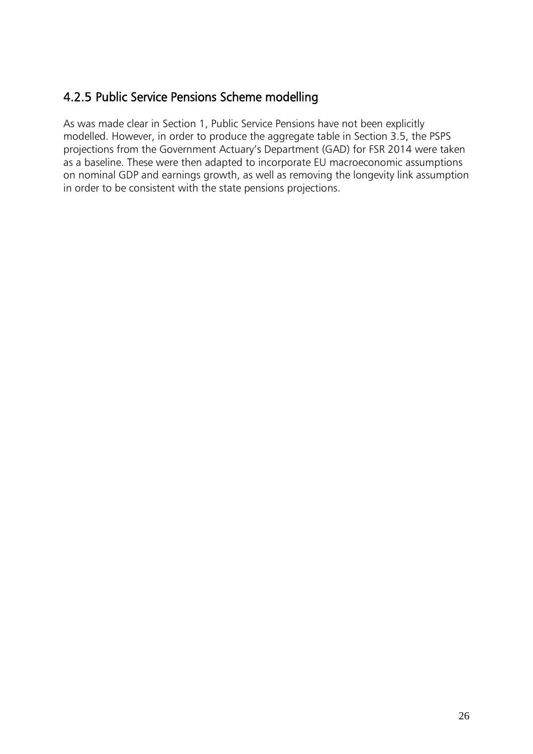### 4.2.5 Public Service Pensions Scheme modelling

As was made clear in Section 1, Public Service Pensions have not been explicitly modelled. However, in order to produce the aggregate table in Section 3.5, the PSPS projections from the Government Actuary's Department (GAD) for FSR 2014 were taken as a baseline. These were then adapted to incorporate EU macroeconomic assumptions on nominal GDP and earnings growth, as well as removing the longevity link assumption in order to be consistent with the state pensions projections.